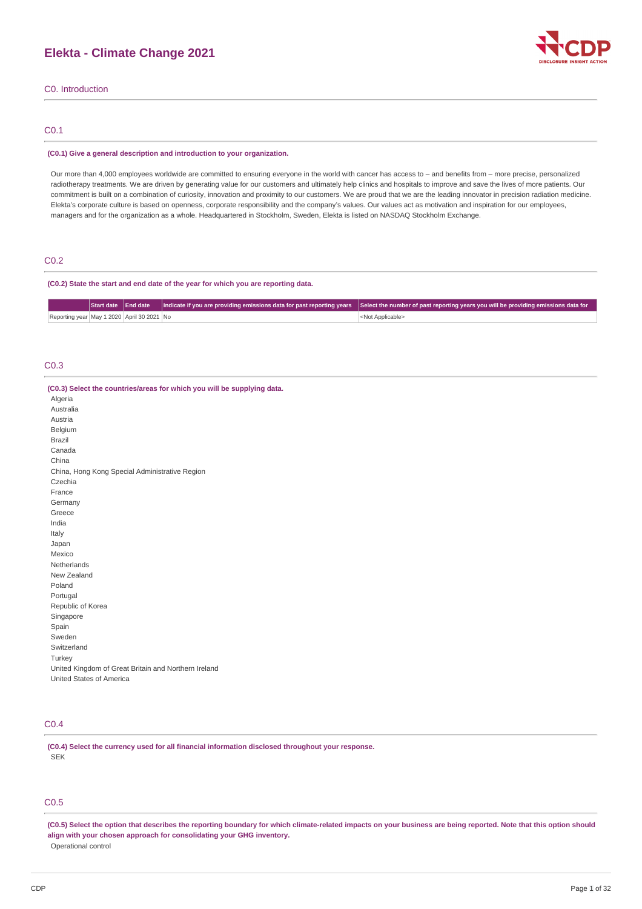# Elekta - Climate Change 2021

## C0. Introduction

### C0.1

**(C0.1) Give a general description and introduction to your organization.**

Our more than 4,000 employees worldwide are committed to ensuring everyone in the world with cancer has access to – and benefits from – more precise, personalized radiotherapy treatments. We are driven by generating value for our customers and ultimately help clinics and hospitals to improve and save the lives of more patients. Our commitment is built on a combination of curiosity, innovation and proximity to our customers. We are proud that we are the leading innovator in precision radiation medicine. Elekta's corporate culture is based on openness, corporate responsibility and the company's values. Our values act as motivation and inspiration for our employees, managers and for the organization as a whole. Headquartered in Stockholm, Sweden, Elekta is listed on NASDAQ Stockholm Exchange.

### C0.2

**(C0.2) State the start and end date of the year for which you are reporting data.**

| | Start date | End date | Indicate if you are providing emissions data for past reporting years | Select the number of past reporting years you will be providing emissions data for |
|---|---|---|---|---|
| Reporting year | May 1 2020 | April 30 2021 | No | <Not Applicable> |

### C0.3

**(C0.3) Select the countries/areas for which you will be supplying data.**

Algeria
Australia
Austria
Belgium
Brazil
Canada
China
China, Hong Kong Special Administrative Region
Czechia
France
Germany
Greece
India
Italy
Japan
Mexico
Netherlands
New Zealand
Poland
Portugal
Republic of Korea
Singapore
Spain
Sweden
Switzerland
Turkey
United Kingdom of Great Britain and Northern Ireland
United States of America

### C0.4

**(C0.4) Select the currency used for all financial information disclosed throughout your response.**

SEK

### C0.5

**(C0.5) Select the option that describes the reporting boundary for which climate-related impacts on your business are being reported. Note that this option should align with your chosen approach for consolidating your GHG inventory.**

Operational control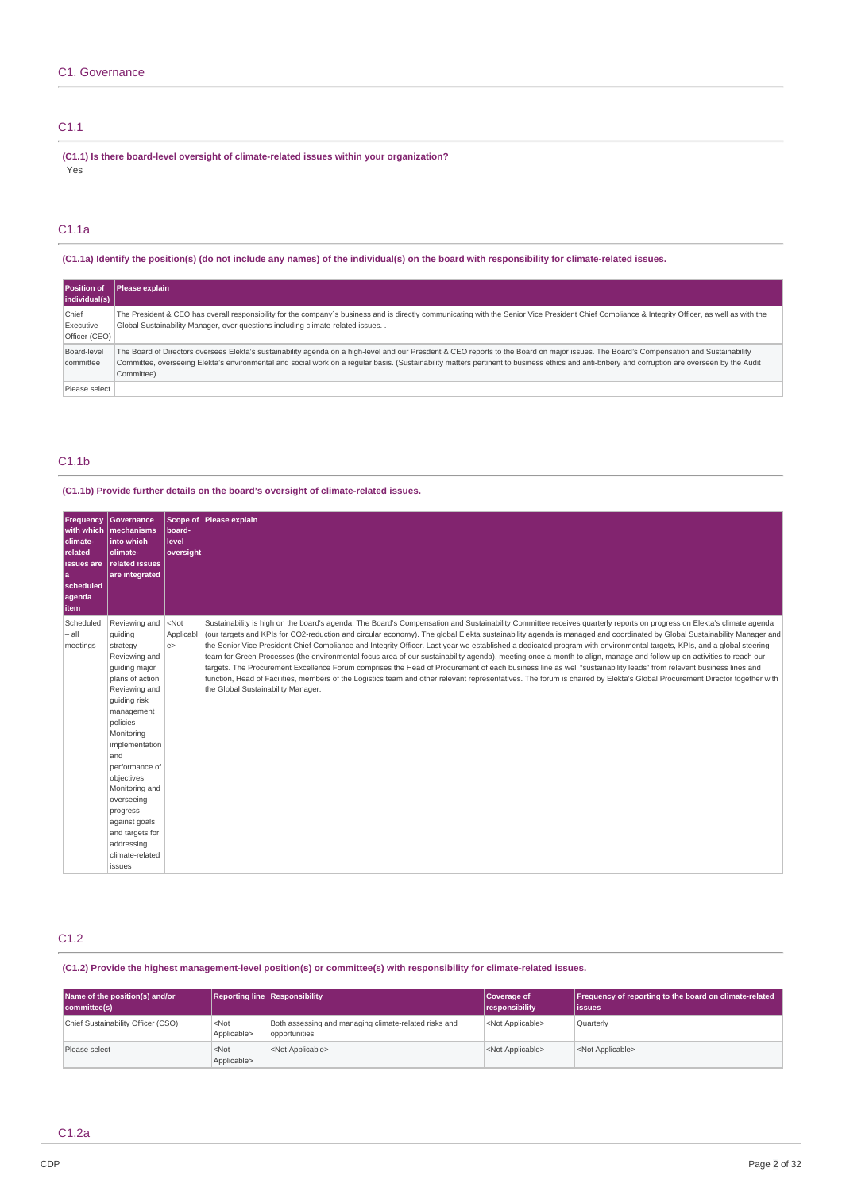## C1. Governance

### C1.1

**(C1.1) Is there board-level oversight of climate-related issues within your organization?**

Yes

### C1.1a

**(C1.1a) Identify the position(s) (do not include any names) of the individual(s) on the board with responsibility for climate-related issues.**

| Position of individual(s) | Please explain |
| --- | --- |
| Chief Executive Officer (CEO) | The President & CEO has overall responsibility for the company´s business and is directly communicating with the Senior Vice President Chief Compliance & Integrity Officer, as well as with the Global Sustainability Manager, over questions including climate-related issues. . |
| Board-level committee | The Board of Directors oversees Elekta's sustainability agenda on a high-level and our Presdent & CEO reports to the Board on major issues. The Board's Compensation and Sustainability Committee, overseeing Elekta's environmental and social work on a regular basis. (Sustainability matters pertinent to business ethics and anti-bribery and corruption are overseen by the Audit Committee). |
| Please select | |

### C1.1b

**(C1.1b) Provide further details on the board's oversight of climate-related issues.**

| Frequency with which climate-related issues are a scheduled agenda item | Governance mechanisms into which climate-related issues are integrated | Scope of board-level oversight | Please explain |
| --- | --- | --- | --- |
| Scheduled – all meetings | Reviewing and guiding strategy Reviewing and guiding major plans of action Reviewing and guiding risk management policies Monitoring implementation and performance of objectives Monitoring and overseeing progress against goals and targets for addressing climate-related issues | <Not Applicable> | Sustainability is high on the board's agenda. The Board's Compensation and Sustainability Committee receives quarterly reports on progress on Elekta's climate agenda (our targets and KPIs for CO2-reduction and circular economy). The global Elekta sustainability agenda is managed and coordinated by Global Sustainability Manager and the Senior Vice President Chief Compliance and Integrity Officer. Last year we established a dedicated program with environmental targets, KPIs, and a global steering team for Green Processes (the environmental focus area of our sustainability agenda), meeting once a month to align, manage and follow up on activities to reach our targets. The Procurement Excellence Forum comprises the Head of Procurement of each business line as well "sustainability leads" from relevant business lines and function, Head of Facilities, members of the Logistics team and other relevant representatives. The forum is chaired by Elekta's Global Procurement Director together with the Global Sustainability Manager. |

### C1.2

**(C1.2) Provide the highest management-level position(s) or committee(s) with responsibility for climate-related issues.**

| Name of the position(s) and/or committee(s) | Reporting line | Responsibility | Coverage of responsibility | Frequency of reporting to the board on climate-related issues |
| --- | --- | --- | --- | --- |
| Chief Sustainability Officer (CSO) | <Not Applicable> | Both assessing and managing climate-related risks and opportunities | <Not Applicable> | Quarterly |
| Please select | <Not Applicable> | <Not Applicable> | <Not Applicable> | <Not Applicable> |

### C1.2a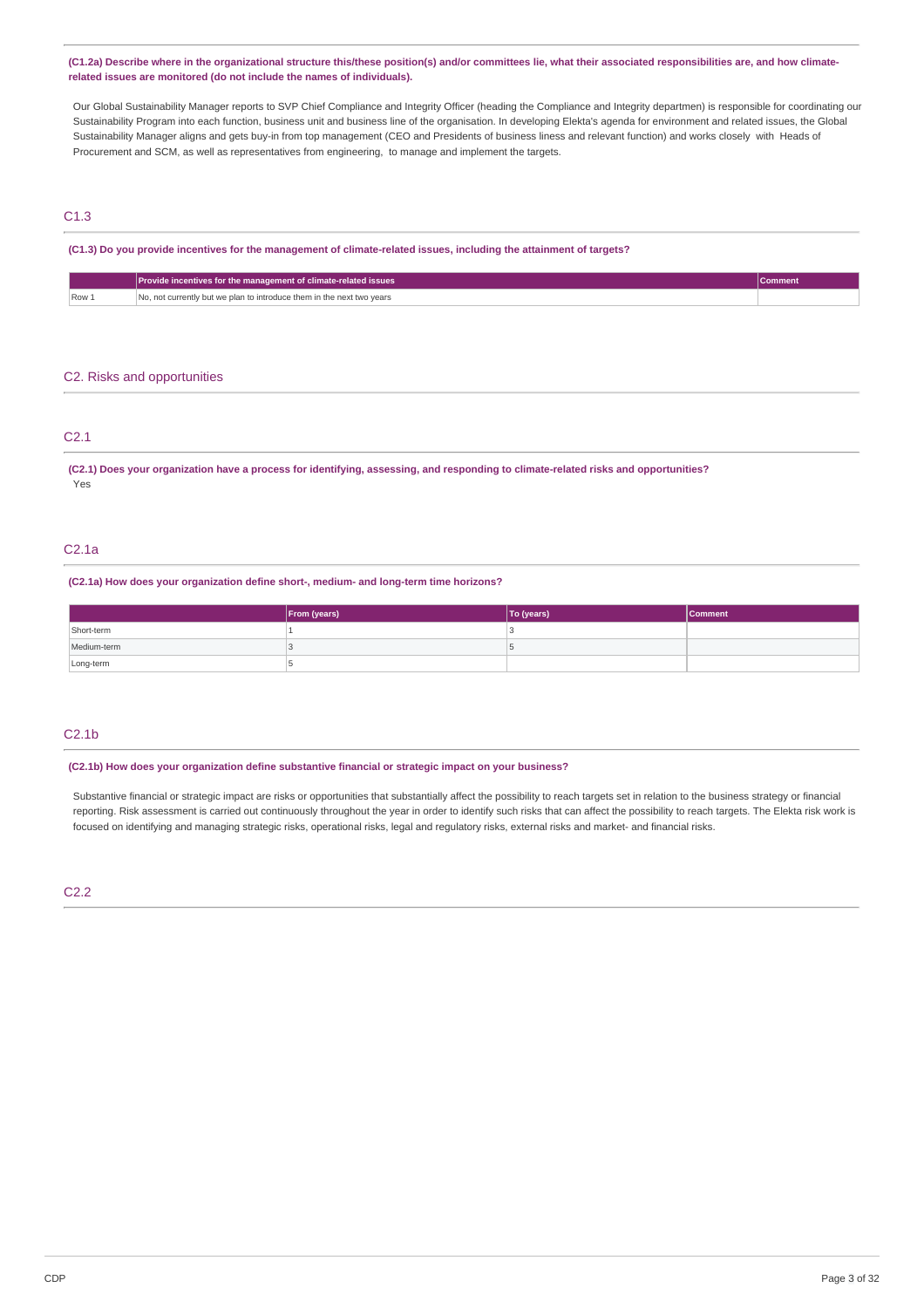**(C1.2a) Describe where in the organizational structure this/these position(s) and/or committees lie, what their associated responsibilities are, and how climate-related issues are monitored (do not include the names of individuals).**

Our Global Sustainability Manager reports to SVP Chief Compliance and Integrity Officer (heading the Compliance and Integrity departmen) is responsible for coordinating our Sustainability Program into each function, business unit and business line of the organisation. In developing Elekta's agenda for environment and related issues, the Global Sustainability Manager aligns and gets buy-in from top management (CEO and Presidents of business liness and relevant function) and works closely with Heads of Procurement and SCM, as well as representatives from engineering, to manage and implement the targets.

## C1.3

**(C1.3) Do you provide incentives for the management of climate-related issues, including the attainment of targets?**

| | Provide incentives for the management of climate-related issues | Comment |
|---|---|---|
| Row 1 | No, not currently but we plan to introduce them in the next two years | |

# C2. Risks and opportunities

## C2.1

**(C2.1) Does your organization have a process for identifying, assessing, and responding to climate-related risks and opportunities?**

Yes

## C2.1a

**(C2.1a) How does your organization define short-, medium- and long-term time horizons?**

| | From (years) | To (years) | Comment |
|---|---|---|---|
| Short-term | 1 | 3 | |
| Medium-term | 3 | 5 | |
| Long-term | 5 | | |

## C2.1b

**(C2.1b) How does your organization define substantive financial or strategic impact on your business?**

Substantive financial or strategic impact are risks or opportunities that substantially affect the possibility to reach targets set in relation to the business strategy or financial reporting. Risk assessment is carried out continuously throughout the year in order to identify such risks that can affect the possibility to reach targets. The Elekta risk work is focused on identifying and managing strategic risks, operational risks, legal and regulatory risks, external risks and market- and financial risks.

## C2.2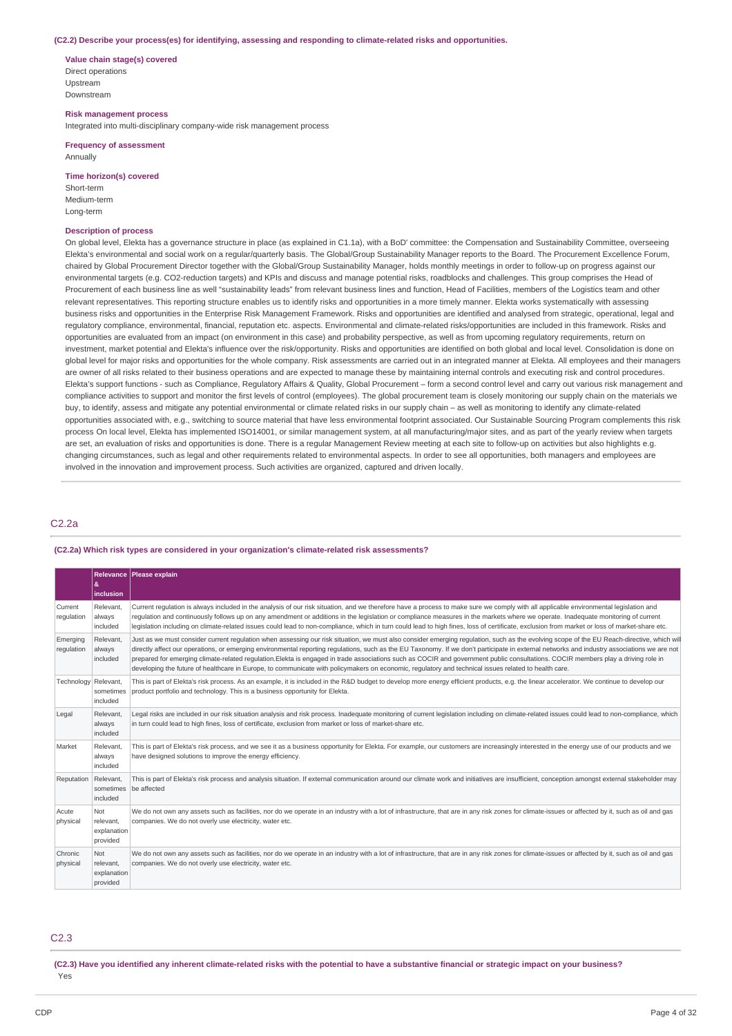**(C2.2) Describe your process(es) for identifying, assessing and responding to climate-related risks and opportunities.**

**Value chain stage(s) covered**
Direct operations
Upstream
Downstream

**Risk management process**
Integrated into multi-disciplinary company-wide risk management process

**Frequency of assessment**
Annually

**Time horizon(s) covered**
Short-term
Medium-term
Long-term

**Description of process**
On global level, Elekta has a governance structure in place (as explained in C1.1a), with a BoD' committee: the Compensation and Sustainability Committee, overseeing Elekta's environmental and social work on a regular/quarterly basis. The Global/Group Sustainability Manager reports to the Board. The Procurement Excellence Forum, chaired by Global Procurement Director together with the Global/Group Sustainability Manager, holds monthly meetings in order to follow-up on progress against our environmental targets (e.g. CO2-reduction targets) and KPIs and discuss and manage potential risks, roadblocks and challenges. This group comprises the Head of Procurement of each business line as well "sustainability leads" from relevant business lines and function, Head of Facilities, members of the Logistics team and other relevant representatives. This reporting structure enables us to identify risks and opportunities in a more timely manner. Elekta works systematically with assessing business risks and opportunities in the Enterprise Risk Management Framework. Risks and opportunities are identified and analysed from strategic, operational, legal and regulatory compliance, environmental, financial, reputation etc. aspects. Environmental and climate-related risks/opportunities are included in this framework. Risks and opportunities are evaluated from an impact (on environment in this case) and probability perspective, as well as from upcoming regulatory requirements, return on investment, market potential and Elekta's influence over the risk/opportunity. Risks and opportunities are identified on both global and local level. Consolidation is done on global level for major risks and opportunities for the whole company. Risk assessments are carried out in an integrated manner at Elekta. All employees and their managers are owner of all risks related to their business operations and are expected to manage these by maintaining internal controls and executing risk and control procedures. Elekta's support functions - such as Compliance, Regulatory Affairs & Quality, Global Procurement – form a second control level and carry out various risk management and compliance activities to support and monitor the first levels of control (employees). The global procurement team is closely monitoring our supply chain on the materials we buy, to identify, assess and mitigate any potential environmental or climate related risks in our supply chain – as well as monitoring to identify any climate-related opportunities associated with, e.g., switching to source material that have less environmental footprint associated. Our Sustainable Sourcing Program complements this risk process On local level, Elekta has implemented ISO14001, or similar management system, at all manufacturing/major sites, and as part of the yearly review when targets are set, an evaluation of risks and opportunities is done. There is a regular Management Review meeting at each site to follow-up on activities but also highlights e.g. changing circumstances, such as legal and other requirements related to environmental aspects. In order to see all opportunities, both managers and employees are involved in the innovation and improvement process. Such activities are organized, captured and driven locally.

## C2.2a

**(C2.2a) Which risk types are considered in your organization's climate-related risk assessments?**

| | Relevance & inclusion | Please explain |
|---|---|---|
| Current regulation | Relevant, always included | Current regulation is always included in the analysis of our risk situation, and we therefore have a process to make sure we comply with all applicable environmental legislation and regulation and continuously follows up on any amendment or additions in the legislation or compliance measures in the markets where we operate. Inadequate monitoring of current legislation including on climate-related issues could lead to non-compliance, which in turn could lead to high fines, loss of certificate, exclusion from market or loss of market-share etc. |
| Emerging regulation | Relevant, always included | Just as we must consider current regulation when assessing our risk situation, we must also consider emerging regulation, such as the evolving scope of the EU Reach-directive, which will directly affect our operations, or emerging environmental reporting regulations, such as the EU Taxonomy. If we don't participate in external networks and industry associations we are not prepared for emerging climate-related regulation.Elekta is engaged in trade associations such as COCIR and government public consultations. COCIR members play a driving role in developing the future of healthcare in Europe, to communicate with policymakers on economic, regulatory and technical issues related to health care. |
| Technology | Relevant, sometimes included | This is part of Elekta's risk process. As an example, it is included in the R&D budget to develop more energy efficient products, e.g. the linear accelerator. We continue to develop our product portfolio and technology. This is a business opportunity for Elekta. |
| Legal | Relevant, always included | Legal risks are included in our risk situation analysis and risk process. Inadequate monitoring of current legislation including on climate-related issues could lead to non-compliance, which in turn could lead to high fines, loss of certificate, exclusion from market or loss of market-share etc. |
| Market | Relevant, always included | This is part of Elekta's risk process, and we see it as a business opportunity for Elekta. For example, our customers are increasingly interested in the energy use of our products and we have designed solutions to improve the energy efficiency. |
| Reputation | Relevant, sometimes included | This is part of Elekta's risk process and analysis situation. If external communication around our climate work and initiatives are insufficient, conception amongst external stakeholder may be affected |
| Acute physical | Not relevant, explanation provided | We do not own any assets such as facilities, nor do we operate in an industry with a lot of infrastructure, that are in any risk zones for climate-issues or affected by it, such as oil and gas companies. We do not overly use electricity, water etc. |
| Chronic physical | Not relevant, explanation provided | We do not own any assets such as facilities, nor do we operate in an industry with a lot of infrastructure, that are in any risk zones for climate-issues or affected by it, such as oil and gas companies. We do not overly use electricity, water etc. |

## C2.3

**(C2.3) Have you identified any inherent climate-related risks with the potential to have a substantive financial or strategic impact on your business?**

Yes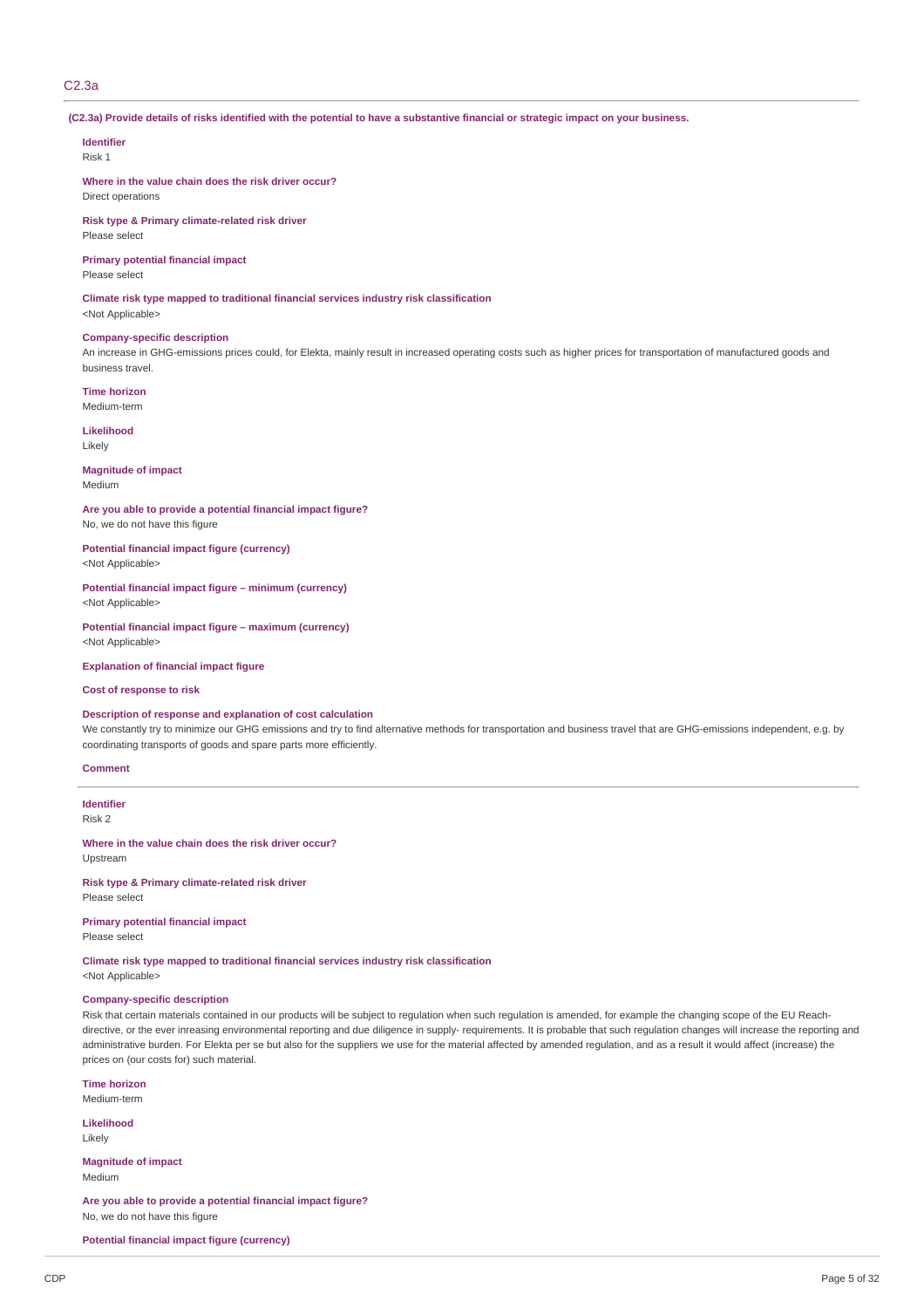## C2.3a

**(C2.3a) Provide details of risks identified with the potential to have a substantive financial or strategic impact on your business.**

**Identifier**
Risk 1

**Where in the value chain does the risk driver occur?**
Direct operations

**Risk type & Primary climate-related risk driver**
Please select

**Primary potential financial impact**
Please select

**Climate risk type mapped to traditional financial services industry risk classification**
<Not Applicable>

**Company-specific description**
An increase in GHG-emissions prices could, for Elekta, mainly result in increased operating costs such as higher prices for transportation of manufactured goods and business travel.

**Time horizon**
Medium-term

**Likelihood**
Likely

**Magnitude of impact**
Medium

**Are you able to provide a potential financial impact figure?**
No, we do not have this figure

**Potential financial impact figure (currency)**
<Not Applicable>

**Potential financial impact figure – minimum (currency)**
<Not Applicable>

**Potential financial impact figure – maximum (currency)**
<Not Applicable>

**Explanation of financial impact figure**

**Cost of response to risk**

**Description of response and explanation of cost calculation**
We constantly try to minimize our GHG emissions and try to find alternative methods for transportation and business travel that are GHG-emissions independent, e.g. by coordinating transports of goods and spare parts more efficiently.

**Comment**

---

**Identifier**
Risk 2

**Where in the value chain does the risk driver occur?**
Upstream

**Risk type & Primary climate-related risk driver**
Please select

**Primary potential financial impact**
Please select

**Climate risk type mapped to traditional financial services industry risk classification**
<Not Applicable>

**Company-specific description**
Risk that certain materials contained in our products will be subject to regulation when such regulation is amended, for example the changing scope of the EU Reach-directive, or the ever inreasing environmental reporting and due diligence in supply- requirements. It is probable that such regulation changes will increase the reporting and administrative burden. For Elekta per se but also for the suppliers we use for the material affected by amended regulation, and as a result it would affect (increase) the prices on (our costs for) such material.

**Time horizon**
Medium-term

**Likelihood**
Likely

**Magnitude of impact**
Medium

**Are you able to provide a potential financial impact figure?**
No, we do not have this figure

**Potential financial impact figure (currency)**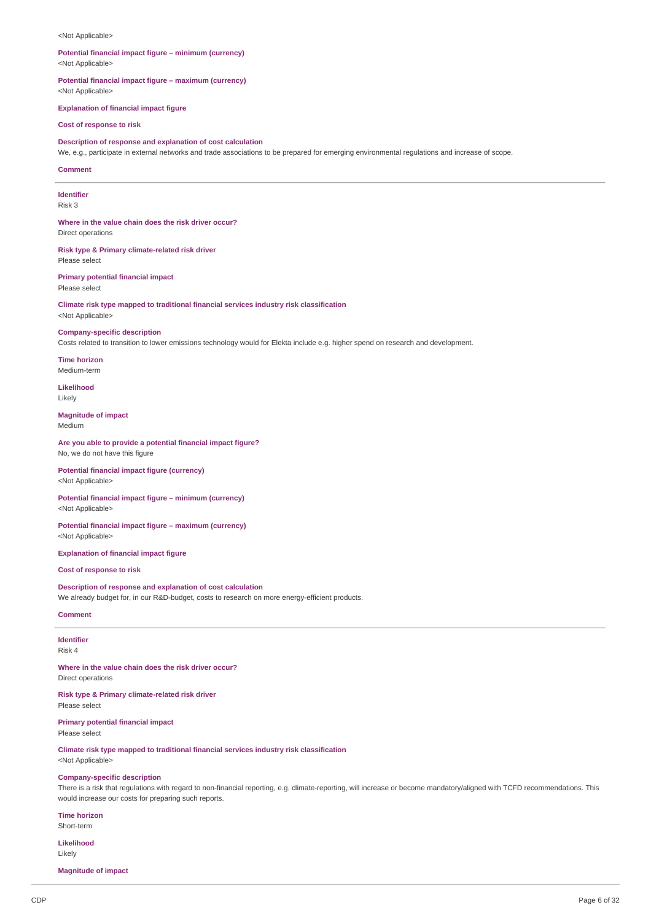<Not Applicable>

**Potential financial impact figure – minimum (currency)**
<Not Applicable>

**Potential financial impact figure – maximum (currency)**
<Not Applicable>

**Explanation of financial impact figure**

**Cost of response to risk**

**Description of response and explanation of cost calculation**
We, e.g., participate in external networks and trade associations to be prepared for emerging environmental regulations and increase of scope.

**Comment**

---

**Identifier**
Risk 3

**Where in the value chain does the risk driver occur?**
Direct operations

**Risk type & Primary climate-related risk driver**
Please select

**Primary potential financial impact**
Please select

**Climate risk type mapped to traditional financial services industry risk classification**
<Not Applicable>

**Company-specific description**
Costs related to transition to lower emissions technology would for Elekta include e.g. higher spend on research and development.

**Time horizon**
Medium-term

**Likelihood**
Likely

**Magnitude of impact**
Medium

**Are you able to provide a potential financial impact figure?**
No, we do not have this figure

**Potential financial impact figure (currency)**
<Not Applicable>

**Potential financial impact figure – minimum (currency)**
<Not Applicable>

**Potential financial impact figure – maximum (currency)**
<Not Applicable>

**Explanation of financial impact figure**

**Cost of response to risk**

**Description of response and explanation of cost calculation**
We already budget for, in our R&D-budget, costs to research on more energy-efficient products.

**Comment**

---

**Identifier**
Risk 4

**Where in the value chain does the risk driver occur?**
Direct operations

**Risk type & Primary climate-related risk driver**
Please select

**Primary potential financial impact**
Please select

**Climate risk type mapped to traditional financial services industry risk classification**
<Not Applicable>

**Company-specific description**
There is a risk that regulations with regard to non-financial reporting, e.g. climate-reporting, will increase or become mandatory/aligned with TCFD recommendations. This would increase our costs for preparing such reports.

**Time horizon**
Short-term

**Likelihood**
Likely

**Magnitude of impact**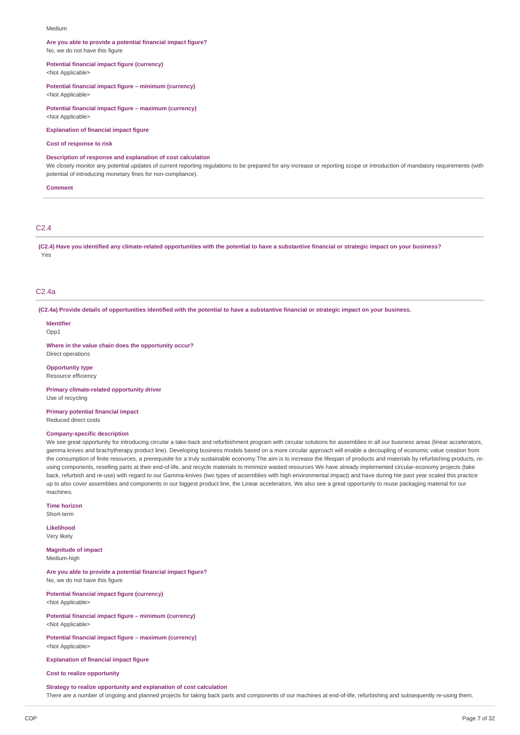Medium

**Are you able to provide a potential financial impact figure?**
No, we do not have this figure

**Potential financial impact figure (currency)**
<Not Applicable>

**Potential financial impact figure – minimum (currency)**
<Not Applicable>

**Potential financial impact figure – maximum (currency)**
<Not Applicable>

**Explanation of financial impact figure**

**Cost of response to risk**

**Description of response and explanation of cost calculation**
We closely monitor any potential updates of current reporting regulations to be prepared for any increase or reporting scope or introduction of mandatory requirements (with potential of introducing monetary fines for non-compliance).

**Comment**

## C2.4

**(C2.4) Have you identified any climate-related opportunities with the potential to have a substantive financial or strategic impact on your business?**
Yes

## C2.4a

**(C2.4a) Provide details of opportunities identified with the potential to have a substantive financial or strategic impact on your business.**

**Identifier**
Opp1

**Where in the value chain does the opportunity occur?**
Direct operations

**Opportunity type**
Resource efficiency

**Primary climate-related opportunity driver**
Use of recycling

**Primary potential financial impact**
Reduced direct costs

**Company-specific description**
We see great opportunity for introducing circular a take-back and refurbishment program with circular solutions for assemblies in all our business areas (linear accelerators, gamma knives and brachytherapy product line). Developing business models based on a more circular approach will enable a decoupling of economic value creation from the consumption of finite resources, a prerequisite for a truly sustainable economy.The aim is to increase the lifespan of products and materials by refurbishing products, re-using components, reselling parts at their end-of-life, and recycle materials to minimize wasted resources We have already implemented circular-economy projects (take back, refurbish and re-use) with regard to our Gamma-knives (two types of assemblies with high environmental impact) and have during hte past year scaled this practice up to also cover assemblies and components in our biggest product line, the Linear accelerators. We also see a great opportunity to reuse packaging material for our machines.

**Time horizon**
Short-term

**Likelihood**
Very likely

**Magnitude of impact**
Medium-high

**Are you able to provide a potential financial impact figure?**
No, we do not have this figure

**Potential financial impact figure (currency)**
<Not Applicable>

**Potential financial impact figure – minimum (currency)**
<Not Applicable>

**Potential financial impact figure – maximum (currency)**
<Not Applicable>

**Explanation of financial impact figure**

**Cost to realize opportunity**

**Strategy to realize opportunity and explanation of cost calculation**
There are a number of ongoing and planned projects for taking back parts and components of our machines at end-of-life, refurbishing and subsequently re-using them.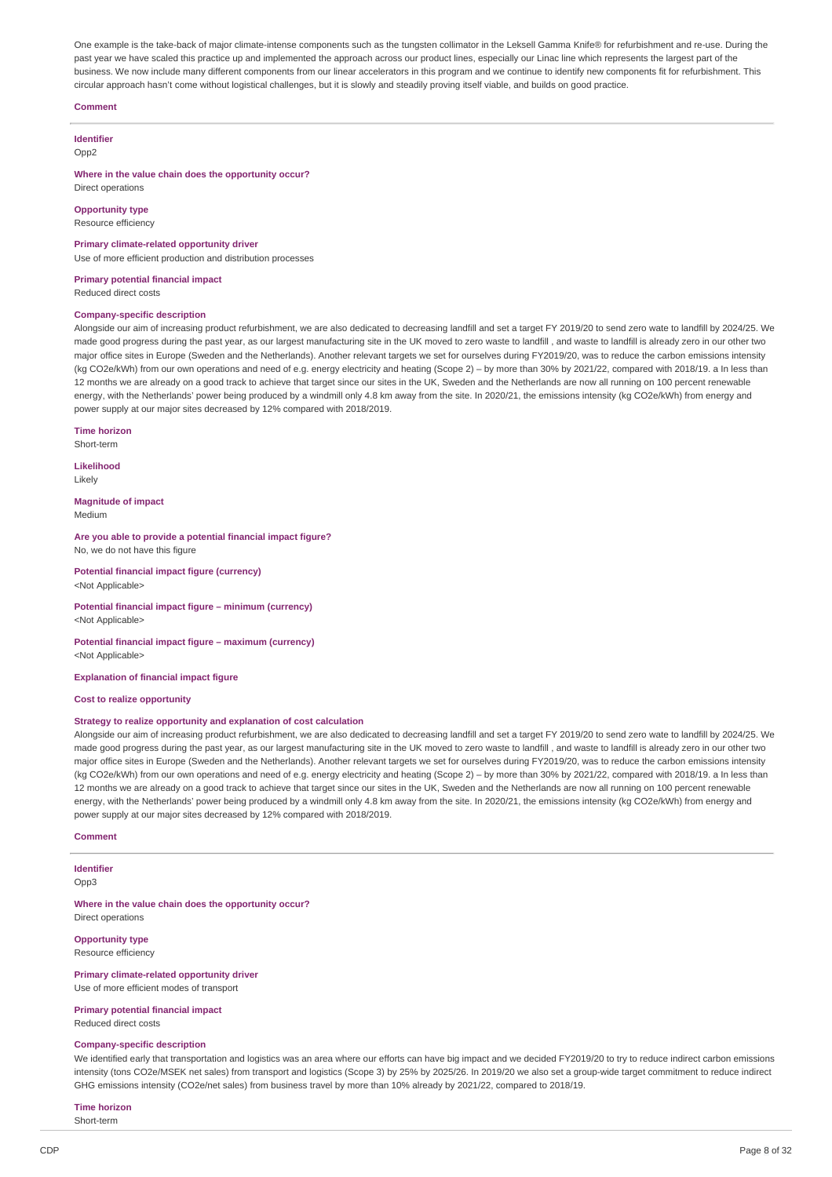One example is the take-back of major climate-intense components such as the tungsten collimator in the Leksell Gamma Knife® for refurbishment and re-use. During the past year we have scaled this practice up and implemented the approach across our product lines, especially our Linac line which represents the largest part of the business. We now include many different components from our linear accelerators in this program and we continue to identify new components fit for refurbishment. This circular approach hasn't come without logistical challenges, but it is slowly and steadily proving itself viable, and builds on good practice.

**Comment**

---

**Identifier**
Opp2

**Where in the value chain does the opportunity occur?**
Direct operations

**Opportunity type**
Resource efficiency

**Primary climate-related opportunity driver**
Use of more efficient production and distribution processes

**Primary potential financial impact**
Reduced direct costs

**Company-specific description**
Alongside our aim of increasing product refurbishment, we are also dedicated to decreasing landfill and set a target FY 2019/20 to send zero wate to landfill by 2024/25. We made good progress during the past year, as our largest manufacturing site in the UK moved to zero waste to landfill , and waste to landfill is already zero in our other two major office sites in Europe (Sweden and the Netherlands). Another relevant targets we set for ourselves during FY2019/20, was to reduce the carbon emissions intensity (kg CO2e/kWh) from our own operations and need of e.g. energy electricity and heating (Scope 2) – by more than 30% by 2021/22, compared with 2018/19. a In less than 12 months we are already on a good track to achieve that target since our sites in the UK, Sweden and the Netherlands are now all running on 100 percent renewable energy, with the Netherlands' power being produced by a windmill only 4.8 km away from the site. In 2020/21, the emissions intensity (kg CO2e/kWh) from energy and power supply at our major sites decreased by 12% compared with 2018/2019.

**Time horizon**
Short-term

**Likelihood**
Likely

**Magnitude of impact**
Medium

**Are you able to provide a potential financial impact figure?**
No, we do not have this figure

**Potential financial impact figure (currency)**
<Not Applicable>

**Potential financial impact figure – minimum (currency)**
<Not Applicable>

**Potential financial impact figure – maximum (currency)**
<Not Applicable>

**Explanation of financial impact figure**

**Cost to realize opportunity**

**Strategy to realize opportunity and explanation of cost calculation**
Alongside our aim of increasing product refurbishment, we are also dedicated to decreasing landfill and set a target FY 2019/20 to send zero wate to landfill by 2024/25. We made good progress during the past year, as our largest manufacturing site in the UK moved to zero waste to landfill , and waste to landfill is already zero in our other two major office sites in Europe (Sweden and the Netherlands). Another relevant targets we set for ourselves during FY2019/20, was to reduce the carbon emissions intensity (kg CO2e/kWh) from our own operations and need of e.g. energy electricity and heating (Scope 2) – by more than 30% by 2021/22, compared with 2018/19. a In less than 12 months we are already on a good track to achieve that target since our sites in the UK, Sweden and the Netherlands are now all running on 100 percent renewable energy, with the Netherlands' power being produced by a windmill only 4.8 km away from the site. In 2020/21, the emissions intensity (kg CO2e/kWh) from energy and power supply at our major sites decreased by 12% compared with 2018/2019.

**Comment**

---

**Identifier**
Opp3

**Where in the value chain does the opportunity occur?**
Direct operations

**Opportunity type**
Resource efficiency

**Primary climate-related opportunity driver**
Use of more efficient modes of transport

**Primary potential financial impact**
Reduced direct costs

**Company-specific description**
We identified early that transportation and logistics was an area where our efforts can have big impact and we decided FY2019/20 to try to reduce indirect carbon emissions intensity (tons CO2e/MSEK net sales) from transport and logistics (Scope 3) by 25% by 2025/26. In 2019/20 we also set a group-wide target commitment to reduce indirect GHG emissions intensity (CO2e/net sales) from business travel by more than 10% already by 2021/22, compared to 2018/19.

**Time horizon**
Short-term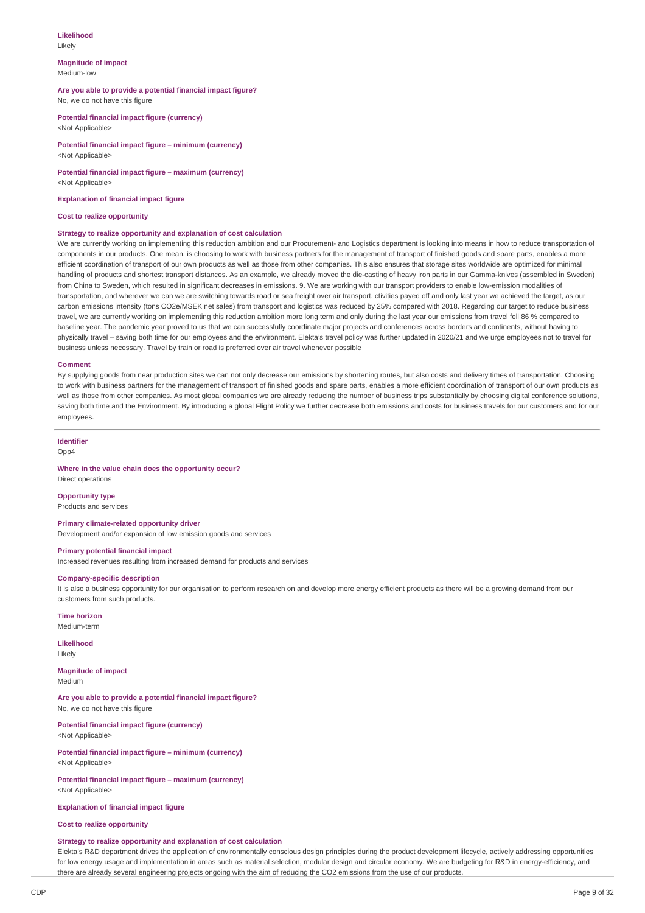**Likelihood**
Likely

**Magnitude of impact**
Medium-low

**Are you able to provide a potential financial impact figure?**
No, we do not have this figure

**Potential financial impact figure (currency)**
<Not Applicable>

**Potential financial impact figure – minimum (currency)**
<Not Applicable>

**Potential financial impact figure – maximum (currency)**
<Not Applicable>

**Explanation of financial impact figure**

**Cost to realize opportunity**

**Strategy to realize opportunity and explanation of cost calculation**
We are currently working on implementing this reduction ambition and our Procurement- and Logistics department is looking into means in how to reduce transportation of components in our products. One mean, is choosing to work with business partners for the management of transport of finished goods and spare parts, enables a more efficient coordination of transport of our own products as well as those from other companies. This also ensures that storage sites worldwide are optimized for minimal handling of products and shortest transport distances. As an example, we already moved the die-casting of heavy iron parts in our Gamma-knives (assembled in Sweden) from China to Sweden, which resulted in significant decreases in emissions. 9. We are working with our transport providers to enable low-emission modalities of transportation, and wherever we can we are switching towards road or sea freight over air transport. ctivities payed off and only last year we achieved the target, as our carbon emissions intensity (tons CO2e/MSEK net sales) from transport and logistics was reduced by 25% compared with 2018. Regarding our target to reduce business travel, we are currently working on implementing this reduction ambition more long term and only during the last year our emissions from travel fell 86 % compared to baseline year. The pandemic year proved to us that we can successfully coordinate major projects and conferences across borders and continents, without having to physically travel – saving both time for our employees and the environment. Elekta's travel policy was further updated in 2020/21 and we urge employees not to travel for business unless necessary. Travel by train or road is preferred over air travel whenever possible

**Comment**
By supplying goods from near production sites we can not only decrease our emissions by shortening routes, but also costs and delivery times of transportation. Choosing to work with business partners for the management of transport of finished goods and spare parts, enables a more efficient coordination of transport of our own products as well as those from other companies. As most global companies we are already reducing the number of business trips substantially by choosing digital conference solutions, saving both time and the Environment. By introducing a global Flight Policy we further decrease both emissions and costs for business travels for our customers and for our employees.

---

**Identifier**
Opp4

**Where in the value chain does the opportunity occur?**
Direct operations

**Opportunity type**
Products and services

**Primary climate-related opportunity driver**
Development and/or expansion of low emission goods and services

**Primary potential financial impact**
Increased revenues resulting from increased demand for products and services

**Company-specific description**
It is also a business opportunity for our organisation to perform research on and develop more energy efficient products as there will be a growing demand from our customers from such products.

**Time horizon**
Medium-term

**Likelihood**
Likely

**Magnitude of impact**
Medium

**Are you able to provide a potential financial impact figure?**
No, we do not have this figure

**Potential financial impact figure (currency)**
<Not Applicable>

**Potential financial impact figure – minimum (currency)**
<Not Applicable>

**Potential financial impact figure – maximum (currency)**
<Not Applicable>

**Explanation of financial impact figure**

**Cost to realize opportunity**

**Strategy to realize opportunity and explanation of cost calculation**
Elekta's R&D department drives the application of environmentally conscious design principles during the product development lifecycle, actively addressing opportunities for low energy usage and implementation in areas such as material selection, modular design and circular economy. We are budgeting for R&D in energy-efficiency, and there are already several engineering projects ongoing with the aim of reducing the CO2 emissions from the use of our products.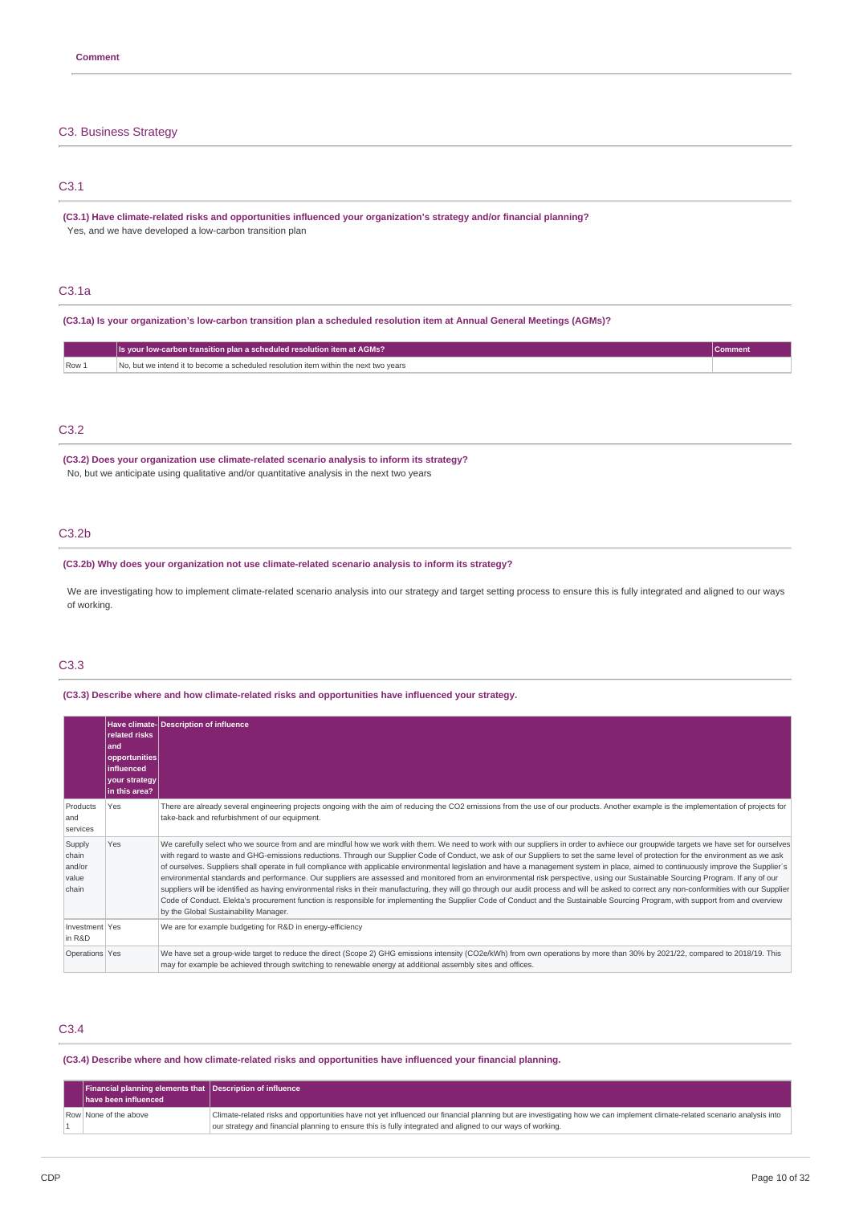**Comment**

## C3. Business Strategy

### C3.1

**(C3.1) Have climate-related risks and opportunities influenced your organization's strategy and/or financial planning?**

Yes, and we have developed a low-carbon transition plan

### C3.1a

**(C3.1a) Is your organization's low-carbon transition plan a scheduled resolution item at Annual General Meetings (AGMs)?**

| | Is your low-carbon transition plan a scheduled resolution item at AGMs? | Comment |
|---|---|---|
| Row 1 | No, but we intend it to become a scheduled resolution item within the next two years | |

### C3.2

**(C3.2) Does your organization use climate-related scenario analysis to inform its strategy?**

No, but we anticipate using qualitative and/or quantitative analysis in the next two years

### C3.2b

**(C3.2b) Why does your organization not use climate-related scenario analysis to inform its strategy?**

We are investigating how to implement climate-related scenario analysis into our strategy and target setting process to ensure this is fully integrated and aligned to our ways of working.

### C3.3

**(C3.3) Describe where and how climate-related risks and opportunities have influenced your strategy.**

| | Have climate-related risks and opportunities influenced your strategy in this area? | Description of influence |
|---|---|---|
| Products and services | Yes | There are already several engineering projects ongoing with the aim of reducing the CO2 emissions from the use of our products. Another example is the implementation of projects for take-back and refurbishment of our equipment. |
| Supply chain and/or value chain | Yes | We carefully select who we source from and are mindful how we work with them. We need to work with our suppliers in order to avhiece our groupwide targets we have set for ourselves with regard to waste and GHG-emissions reductions. Through our Supplier Code of Conduct, we ask of our Suppliers to set the same level of protection for the environment as we ask of ourselves. Suppliers shall operate in full compliance with applicable environmental legislation and have a management system in place, aimed to continuously improve the Supplier´s environmental standards and performance. Our suppliers are assessed and monitored from an environmental risk perspective, using our Sustainable Sourcing Program. If any of our suppliers will be identified as having environmental risks in their manufacturing, they will go through our audit process and will be asked to correct any non-conformities with our Supplier Code of Conduct. Elekta's procurement function is responsible for implementing the Supplier Code of Conduct and the Sustainable Sourcing Program, with support from and overview by the Global Sustainability Manager. |
| Investment in R&D | Yes | We are for example budgeting for R&D in energy-efficiency |
| Operations | Yes | We have set a group-wide target to reduce the direct (Scope 2) GHG emissions intensity (CO2e/kWh) from own operations by more than 30% by 2021/22, compared to 2018/19. This may for example be achieved through switching to renewable energy at additional assembly sites and offices. |

### C3.4

**(C3.4) Describe where and how climate-related risks and opportunities have influenced your financial planning.**

| | Financial planning elements that have been influenced | Description of influence |
|---|---|---|
| Row 1 | None of the above | Climate-related risks and opportunities have not yet influenced our financial planning but are investigating how we can implement climate-related scenario analysis into our strategy and financial planning to ensure this is fully integrated and aligned to our ways of working. |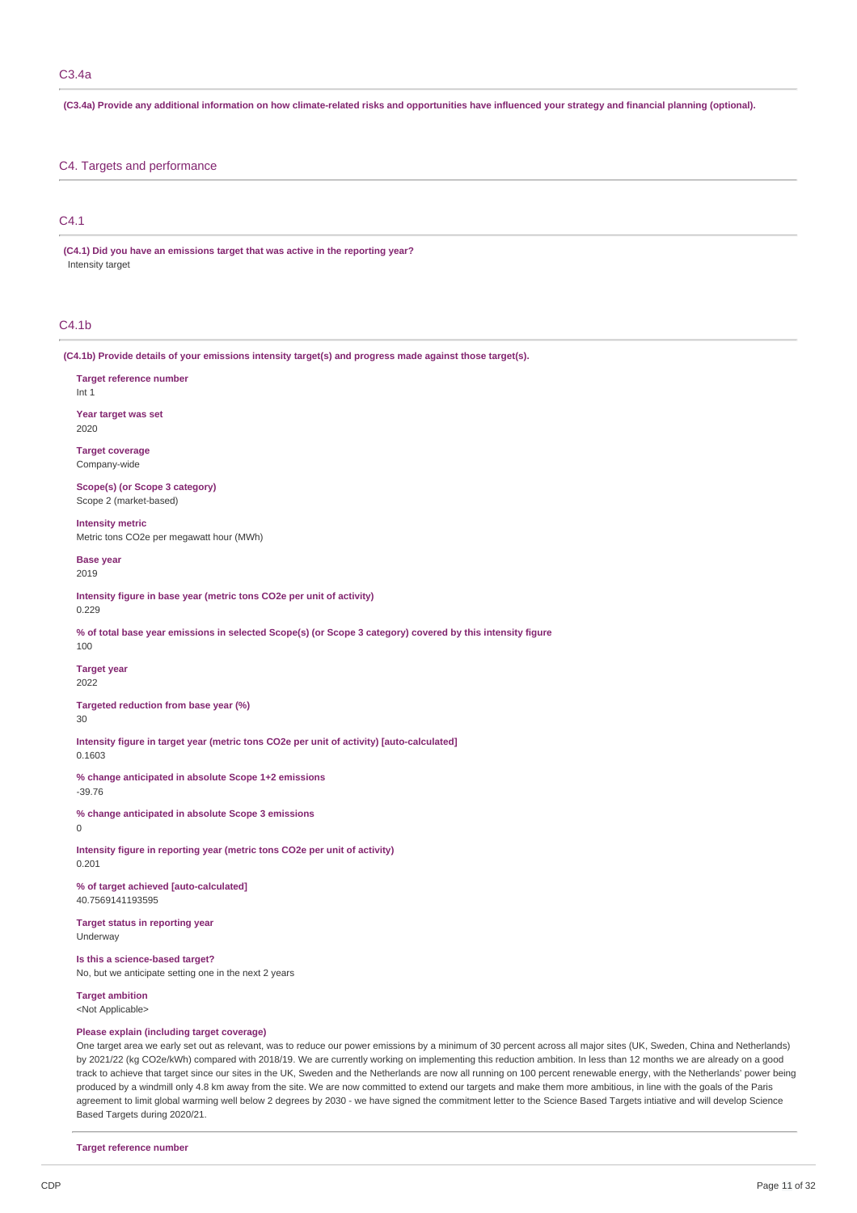## C3.4a

**(C3.4a) Provide any additional information on how climate-related risks and opportunities have influenced your strategy and financial planning (optional).**

# C4. Targets and performance

## C4.1

**(C4.1) Did you have an emissions target that was active in the reporting year?**

Intensity target

## C4.1b

**(C4.1b) Provide details of your emissions intensity target(s) and progress made against those target(s).**

**Target reference number**
Int 1

**Year target was set**
2020

**Target coverage**
Company-wide

**Scope(s) (or Scope 3 category)**
Scope 2 (market-based)

**Intensity metric**
Metric tons CO2e per megawatt hour (MWh)

**Base year**
2019

**Intensity figure in base year (metric tons CO2e per unit of activity)**
0.229

**% of total base year emissions in selected Scope(s) (or Scope 3 category) covered by this intensity figure**
100

**Target year**
2022

**Targeted reduction from base year (%)**
30

**Intensity figure in target year (metric tons CO2e per unit of activity) [auto-calculated]**
0.1603

**% change anticipated in absolute Scope 1+2 emissions**
-39.76

**% change anticipated in absolute Scope 3 emissions**
0

**Intensity figure in reporting year (metric tons CO2e per unit of activity)**
0.201

**% of target achieved [auto-calculated]**
40.7569141193595

**Target status in reporting year**
Underway

**Is this a science-based target?**
No, but we anticipate setting one in the next 2 years

**Target ambition**
<Not Applicable>

**Please explain (including target coverage)**
One target area we early set out as relevant, was to reduce our power emissions by a minimum of 30 percent across all major sites (UK, Sweden, China and Netherlands) by 2021/22 (kg CO2e/kWh) compared with 2018/19. We are currently working on implementing this reduction ambition. In less than 12 months we are already on a good track to achieve that target since our sites in the UK, Sweden and the Netherlands are now all running on 100 percent renewable energy, with the Netherlands' power being produced by a windmill only 4.8 km away from the site. We are now committed to extend our targets and make them more ambitious, in line with the goals of the Paris agreement to limit global warming well below 2 degrees by 2030 - we have signed the commitment letter to the Science Based Targets intiative and will develop Science Based Targets during 2020/21.

**Target reference number**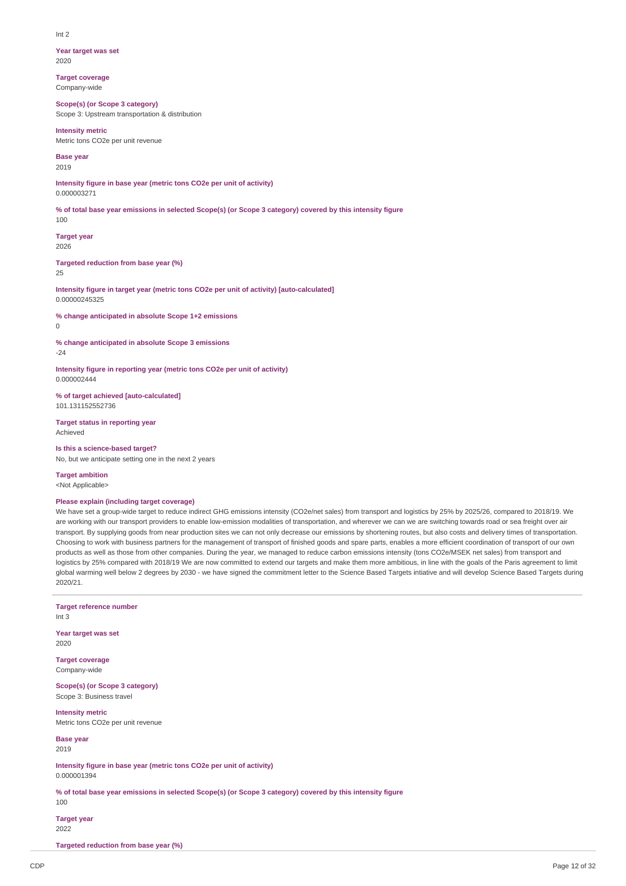Int 2

**Year target was set**
2020

**Target coverage**
Company-wide

**Scope(s) (or Scope 3 category)**
Scope 3: Upstream transportation & distribution

**Intensity metric**
Metric tons CO2e per unit revenue

**Base year**
2019

**Intensity figure in base year (metric tons CO2e per unit of activity)**
0.000003271

**% of total base year emissions in selected Scope(s) (or Scope 3 category) covered by this intensity figure**
100

**Target year**
2026

**Targeted reduction from base year (%)**
25

**Intensity figure in target year (metric tons CO2e per unit of activity) [auto-calculated]**
0.00000245325

**% change anticipated in absolute Scope 1+2 emissions**
0

**% change anticipated in absolute Scope 3 emissions**
-24

**Intensity figure in reporting year (metric tons CO2e per unit of activity)**
0.000002444

**% of target achieved [auto-calculated]**
101.131152552736

**Target status in reporting year**
Achieved

**Is this a science-based target?**
No, but we anticipate setting one in the next 2 years

**Target ambition**
<Not Applicable>

**Please explain (including target coverage)**
We have set a group-wide target to reduce indirect GHG emissions intensity (CO2e/net sales) from transport and logistics by 25% by 2025/26, compared to 2018/19. We are working with our transport providers to enable low-emission modalities of transportation, and wherever we can we are switching towards road or sea freight over air transport. By supplying goods from near production sites we can not only decrease our emissions by shortening routes, but also costs and delivery times of transportation. Choosing to work with business partners for the management of transport of finished goods and spare parts, enables a more efficient coordination of transport of our own products as well as those from other companies. During the year, we managed to reduce carbon emissions intensity (tons CO2e/MSEK net sales) from transport and logistics by 25% compared with 2018/19 We are now committed to extend our targets and make them more ambitious, in line with the goals of the Paris agreement to limit global warming well below 2 degrees by 2030 - we have signed the commitment letter to the Science Based Targets intiative and will develop Science Based Targets during 2020/21.

---

**Target reference number**
Int 3

**Year target was set**
2020

**Target coverage**
Company-wide

**Scope(s) (or Scope 3 category)**
Scope 3: Business travel

**Intensity metric**
Metric tons CO2e per unit revenue

**Base year**
2019

**Intensity figure in base year (metric tons CO2e per unit of activity)**
0.000001394

**% of total base year emissions in selected Scope(s) (or Scope 3 category) covered by this intensity figure**
100

**Target year**
2022

**Targeted reduction from base year (%)**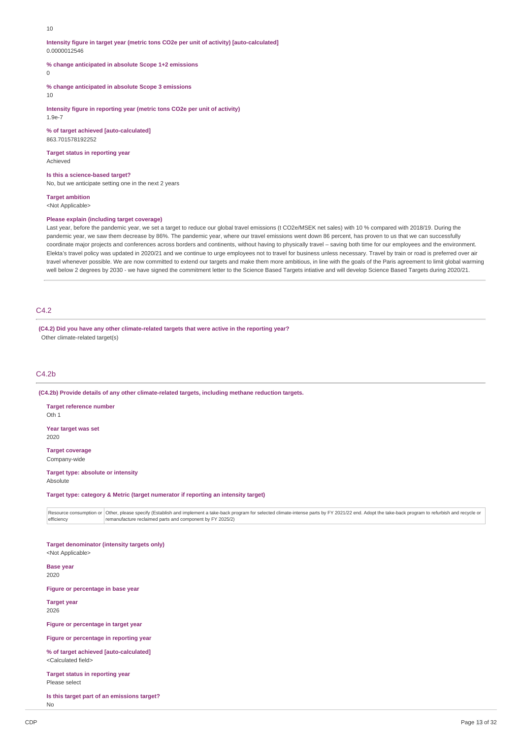10

**Intensity figure in target year (metric tons CO2e per unit of activity) [auto-calculated]**
0.0000012546

**% change anticipated in absolute Scope 1+2 emissions**
0

**% change anticipated in absolute Scope 3 emissions**
10

**Intensity figure in reporting year (metric tons CO2e per unit of activity)**
1.9e-7

**% of target achieved [auto-calculated]**
863.701578192252

**Target status in reporting year**
Achieved

**Is this a science-based target?**
No, but we anticipate setting one in the next 2 years

**Target ambition**
<Not Applicable>

**Please explain (including target coverage)**
Last year, before the pandemic year, we set a target to reduce our global travel emissions (t CO2e/MSEK net sales) with 10 % compared with 2018/19. During the pandemic year, we saw them decrease by 86%. The pandemic year, where our travel emissions went down 86 percent, has proven to us that we can successfully coordinate major projects and conferences across borders and continents, without having to physically travel – saving both time for our employees and the environment. Elekta's travel policy was updated in 2020/21 and we continue to urge employees not to travel for business unless necessary. Travel by train or road is preferred over air travel whenever possible. We are now committed to extend our targets and make them more ambitious, in line with the goals of the Paris agreement to limit global warming well below 2 degrees by 2030 - we have signed the commitment letter to the Science Based Targets intiative and will develop Science Based Targets during 2020/21.

## C4.2

**(C4.2) Did you have any other climate-related targets that were active in the reporting year?**
Other climate-related target(s)

## C4.2b

**(C4.2b) Provide details of any other climate-related targets, including methane reduction targets.**

**Target reference number**
Oth 1

**Year target was set**
2020

**Target coverage**
Company-wide

**Target type: absolute or intensity**
Absolute

**Target type: category & Metric (target numerator if reporting an intensity target)**

| | |
|---|---|
| Resource consumption or efficiency | Other, please specify (Establish and implement a take-back program for selected climate-intense parts by FY 2021/22 end. Adopt the take-back program to refurbish and recycle or remanufacture reclaimed parts and component by FY 2025/2) |

**Target denominator (intensity targets only)**
<Not Applicable>

**Base year**
2020

**Figure or percentage in base year**

**Target year**
2026

**Figure or percentage in target year**

**Figure or percentage in reporting year**

**% of target achieved [auto-calculated]**
<Calculated field>

**Target status in reporting year**
Please select

**Is this target part of an emissions target?**
No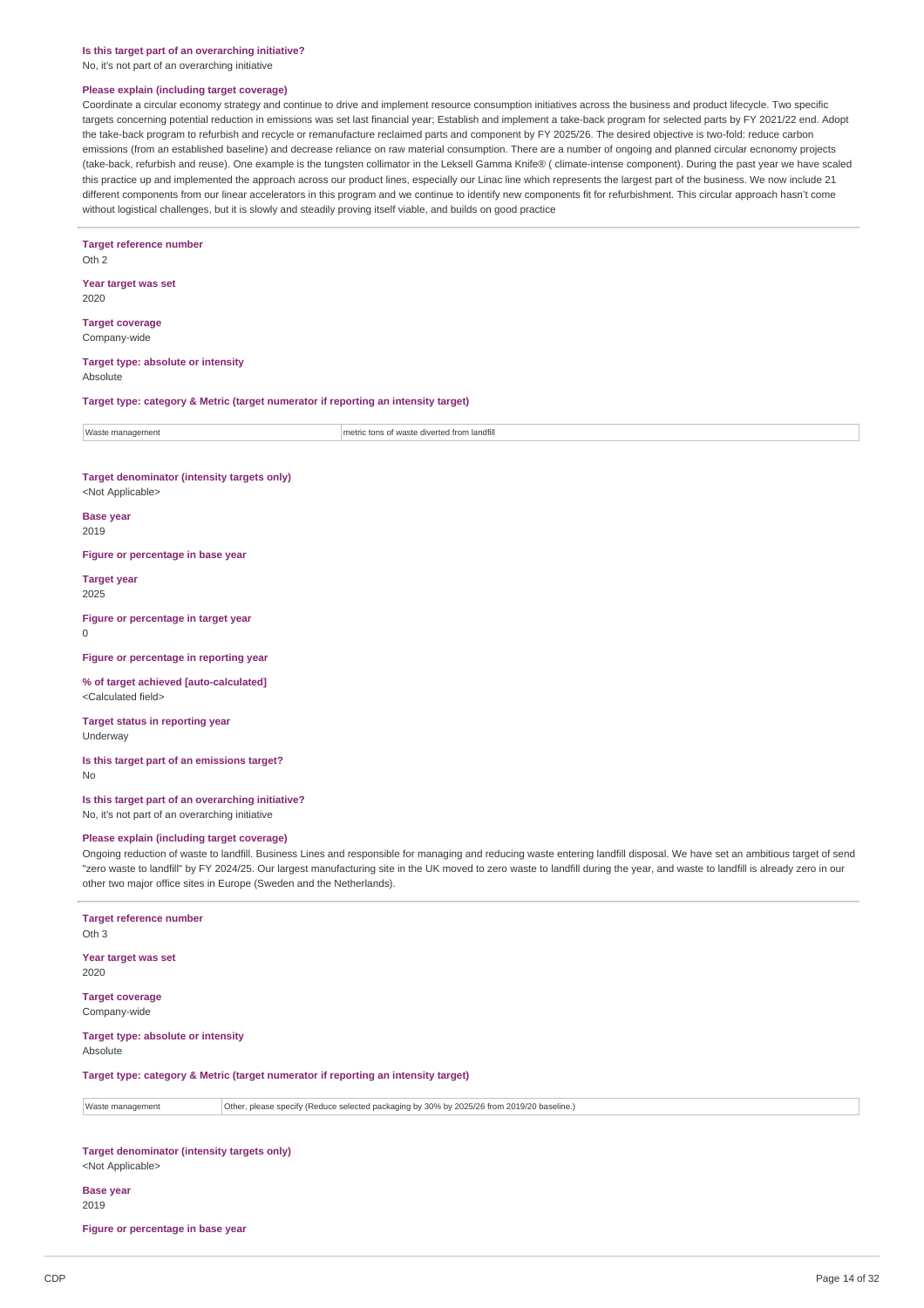**Is this target part of an overarching initiative?**
No, it's not part of an overarching initiative

**Please explain (including target coverage)**
Coordinate a circular economy strategy and continue to drive and implement resource consumption initiatives across the business and product lifecycle. Two specific targets concerning potential reduction in emissions was set last financial year; Establish and implement a take-back program for selected parts by FY 2021/22 end. Adopt the take-back program to refurbish and recycle or remanufacture reclaimed parts and component by FY 2025/26. The desired objective is two-fold: reduce carbon emissions (from an established baseline) and decrease reliance on raw material consumption. There are a number of ongoing and planned circular ecnonomy projects (take-back, refurbish and reuse). One example is the tungsten collimator in the Leksell Gamma Knife® ( climate-intense component). During the past year we have scaled this practice up and implemented the approach across our product lines, especially our Linac line which represents the largest part of the business. We now include 21 different components from our linear accelerators in this program and we continue to identify new components fit for refurbishment. This circular approach hasn't come without logistical challenges, but it is slowly and steadily proving itself viable, and builds on good practice

---

**Target reference number**
Oth 2

**Year target was set**
2020

**Target coverage**
Company-wide

**Target type: absolute or intensity**
Absolute

**Target type: category & Metric (target numerator if reporting an intensity target)**

| Waste management | metric tons of waste diverted from landfill |
|---|---|

**Target denominator (intensity targets only)**
<Not Applicable>

**Base year**
2019

**Figure or percentage in base year**

**Target year**
2025

**Figure or percentage in target year**
0

**Figure or percentage in reporting year**

**% of target achieved [auto-calculated]**
<Calculated field>

**Target status in reporting year**
Underway

**Is this target part of an emissions target?**
No

**Is this target part of an overarching initiative?**
No, it's not part of an overarching initiative

**Please explain (including target coverage)**
Ongoing reduction of waste to landfill. Business Lines and responsible for managing and reducing waste entering landfill disposal. We have set an ambitious target of send "zero waste to landfill" by FY 2024/25. Our largest manufacturing site in the UK moved to zero waste to landfill during the year, and waste to landfill is already zero in our other two major office sites in Europe (Sweden and the Netherlands).

---

**Target reference number**
Oth 3

**Year target was set**
2020

**Target coverage**
Company-wide

**Target type: absolute or intensity**
Absolute

**Target type: category & Metric (target numerator if reporting an intensity target)**

| Waste management | Other, please specify (Reduce selected packaging by 30% by 2025/26 from 2019/20 baseline.) |
|---|---|

**Target denominator (intensity targets only)**
<Not Applicable>

**Base year**
2019

**Figure or percentage in base year**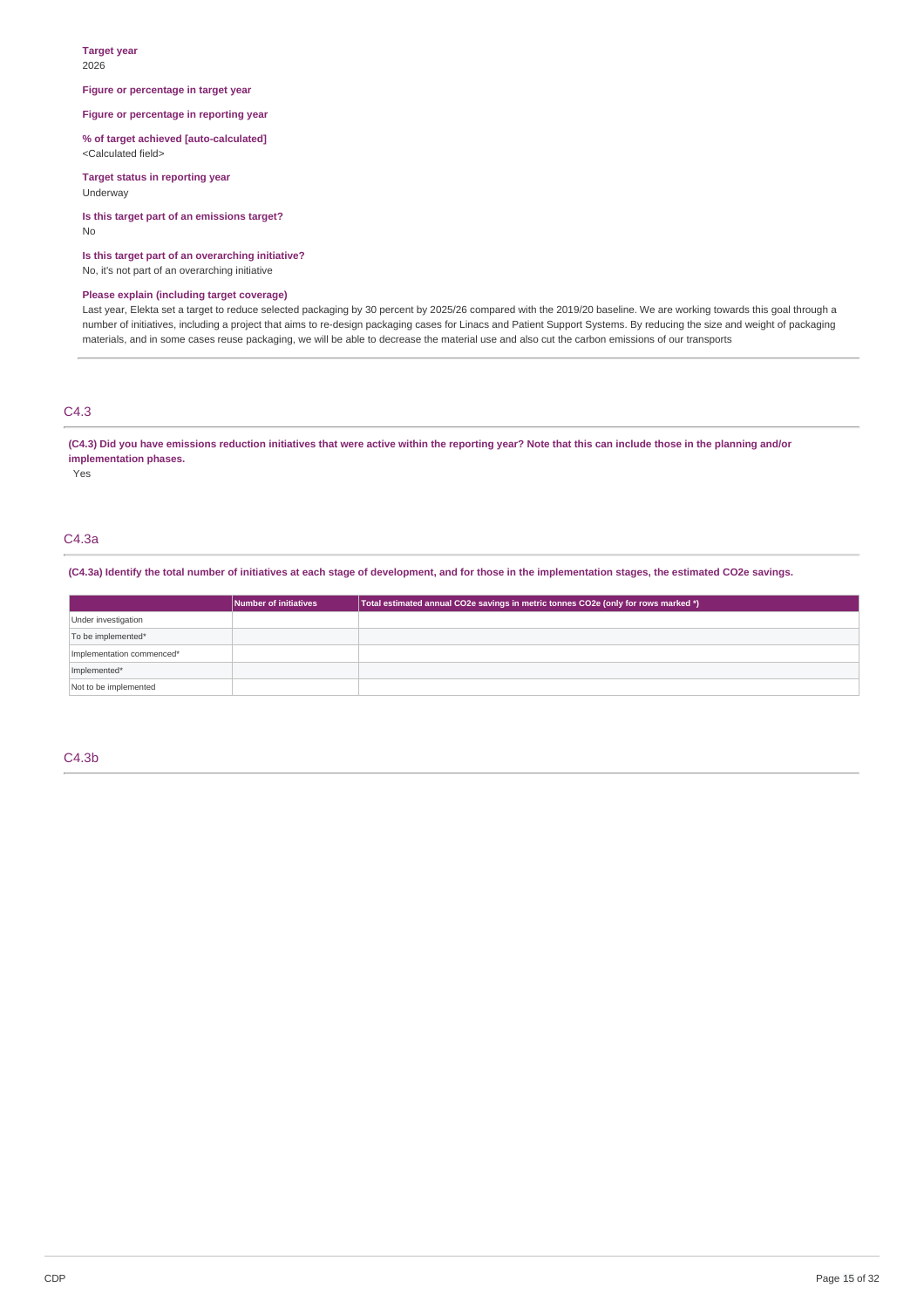**Target year**
2026

**Figure or percentage in target year**

**Figure or percentage in reporting year**

**% of target achieved [auto-calculated]**
<Calculated field>

**Target status in reporting year**
Underway

**Is this target part of an emissions target?**
No

**Is this target part of an overarching initiative?**
No, it's not part of an overarching initiative

**Please explain (including target coverage)**
Last year, Elekta set a target to reduce selected packaging by 30 percent by 2025/26 compared with the 2019/20 baseline. We are working towards this goal through a number of initiatives, including a project that aims to re-design packaging cases for Linacs and Patient Support Systems. By reducing the size and weight of packaging materials, and in some cases reuse packaging, we will be able to decrease the material use and also cut the carbon emissions of our transports

## C4.3

**(C4.3) Did you have emissions reduction initiatives that were active within the reporting year? Note that this can include those in the planning and/or implementation phases.**
Yes

## C4.3a

**(C4.3a) Identify the total number of initiatives at each stage of development, and for those in the implementation stages, the estimated CO2e savings.**

| | Number of initiatives | Total estimated annual CO2e savings in metric tonnes CO2e (only for rows marked *) |
|---|---|---|
| Under investigation | | |
| To be implemented* | | |
| Implementation commenced* | | |
| Implemented* | | |
| Not to be implemented | | |

## C4.3b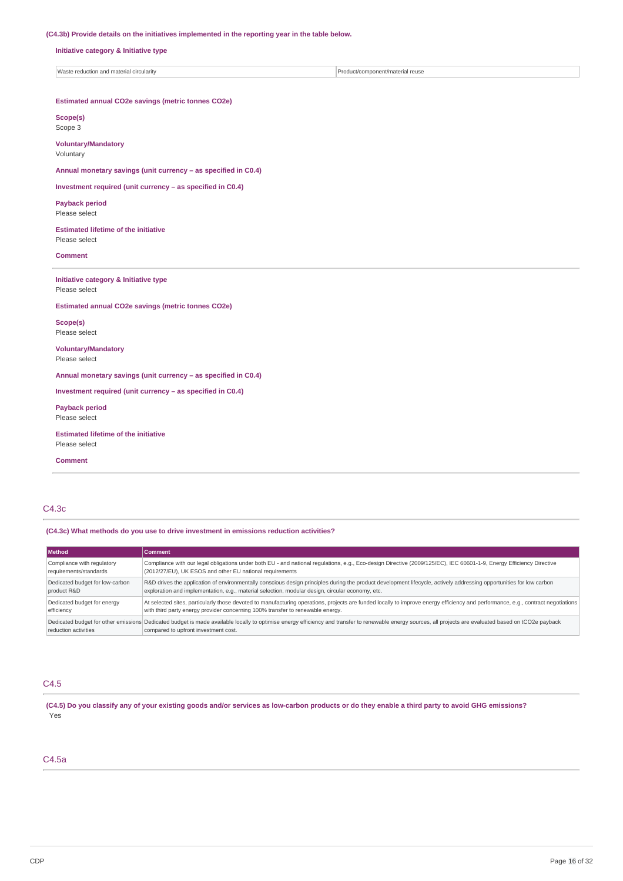**(C4.3b) Provide details on the initiatives implemented in the reporting year in the table below.**

**Initiative category & Initiative type**

| | |
|---|---|
| Waste reduction and material circularity | Product/component/material reuse |

**Estimated annual CO2e savings (metric tonnes CO2e)**

**Scope(s)**
Scope 3

**Voluntary/Mandatory**
Voluntary

**Annual monetary savings (unit currency – as specified in C0.4)**

**Investment required (unit currency – as specified in C0.4)**

**Payback period**
Please select

**Estimated lifetime of the initiative**
Please select

**Comment**

---

**Initiative category & Initiative type**
Please select

**Estimated annual CO2e savings (metric tonnes CO2e)**

**Scope(s)**
Please select

**Voluntary/Mandatory**
Please select

**Annual monetary savings (unit currency – as specified in C0.4)**

**Investment required (unit currency – as specified in C0.4)**

**Payback period**
Please select

**Estimated lifetime of the initiative**
Please select

**Comment**

---

## C4.3c

**(C4.3c) What methods do you use to drive investment in emissions reduction activities?**

| Method | Comment |
|---|---|
| Compliance with regulatory requirements/standards | Compliance with our legal obligations under both EU - and national regulations, e.g., Eco-design Directive (2009/125/EC), IEC 60601-1-9, Energy Efficiency Directive (2012/27/EU), UK ESOS and other EU national requirements |
| Dedicated budget for low-carbon product R&D | R&D drives the application of environmentally conscious design principles during the product development lifecycle, actively addressing opportunities for low carbon exploration and implementation, e.g., material selection, modular design, circular economy, etc. |
| Dedicated budget for energy efficiency | At selected sites, particularly those devoted to manufacturing operations, projects are funded locally to improve energy efficiency and performance, e.g., contract negotiations with third party energy provider concerning 100% transfer to renewable energy. |
| Dedicated budget for other emissions reduction activities | Dedicated budget is made available locally to optimise energy efficiency and transfer to renewable energy sources, all projects are evaluated based on tCO2e payback compared to upfront investment cost. |

## C4.5

**(C4.5) Do you classify any of your existing goods and/or services as low-carbon products or do they enable a third party to avoid GHG emissions?**
Yes

## C4.5a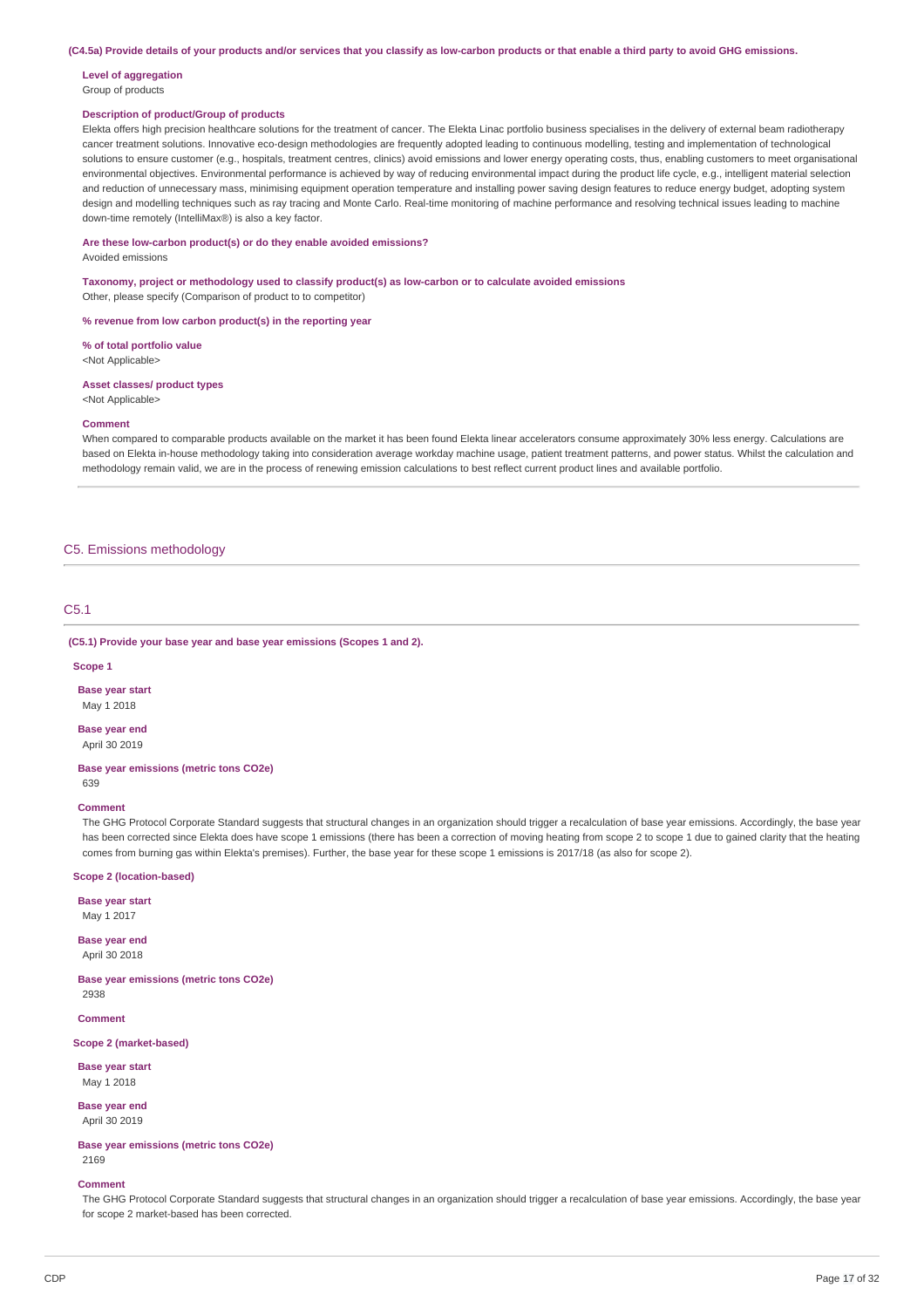**(C4.5a) Provide details of your products and/or services that you classify as low-carbon products or that enable a third party to avoid GHG emissions.**

**Level of aggregation**
Group of products

**Description of product/Group of products**
Elekta offers high precision healthcare solutions for the treatment of cancer. The Elekta Linac portfolio business specialises in the delivery of external beam radiotherapy cancer treatment solutions. Innovative eco-design methodologies are frequently adopted leading to continuous modelling, testing and implementation of technological solutions to ensure customer (e.g., hospitals, treatment centres, clinics) avoid emissions and lower energy operating costs, thus, enabling customers to meet organisational environmental objectives. Environmental performance is achieved by way of reducing environmental impact during the product life cycle, e.g., intelligent material selection and reduction of unnecessary mass, minimising equipment operation temperature and installing power saving design features to reduce energy budget, adopting system design and modelling techniques such as ray tracing and Monte Carlo. Real-time monitoring of machine performance and resolving technical issues leading to machine down-time remotely (IntelliMax®) is also a key factor.

**Are these low-carbon product(s) or do they enable avoided emissions?**
Avoided emissions

**Taxonomy, project or methodology used to classify product(s) as low-carbon or to calculate avoided emissions**
Other, please specify (Comparison of product to to competitor)

**% revenue from low carbon product(s) in the reporting year**

**% of total portfolio value**
<Not Applicable>

**Asset classes/ product types**
<Not Applicable>

**Comment**
When compared to comparable products available on the market it has been found Elekta linear accelerators consume approximately 30% less energy. Calculations are based on Elekta in-house methodology taking into consideration average workday machine usage, patient treatment patterns, and power status. Whilst the calculation and methodology remain valid, we are in the process of renewing emission calculations to best reflect current product lines and available portfolio.

## C5. Emissions methodology

### C5.1

**(C5.1) Provide your base year and base year emissions (Scopes 1 and 2).**

**Scope 1**

**Base year start**
May 1 2018

**Base year end**
April 30 2019

**Base year emissions (metric tons CO2e)**
639

**Comment**
The GHG Protocol Corporate Standard suggests that structural changes in an organization should trigger a recalculation of base year emissions. Accordingly, the base year has been corrected since Elekta does have scope 1 emissions (there has been a correction of moving heating from scope 2 to scope 1 due to gained clarity that the heating comes from burning gas within Elekta's premises). Further, the base year for these scope 1 emissions is 2017/18 (as also for scope 2).

**Scope 2 (location-based)**

**Base year start**
May 1 2017

**Base year end**
April 30 2018

**Base year emissions (metric tons CO2e)**
2938

**Comment**

**Scope 2 (market-based)**

**Base year start**
May 1 2018

**Base year end**
April 30 2019

**Base year emissions (metric tons CO2e)**
2169

**Comment**
The GHG Protocol Corporate Standard suggests that structural changes in an organization should trigger a recalculation of base year emissions. Accordingly, the base year for scope 2 market-based has been corrected.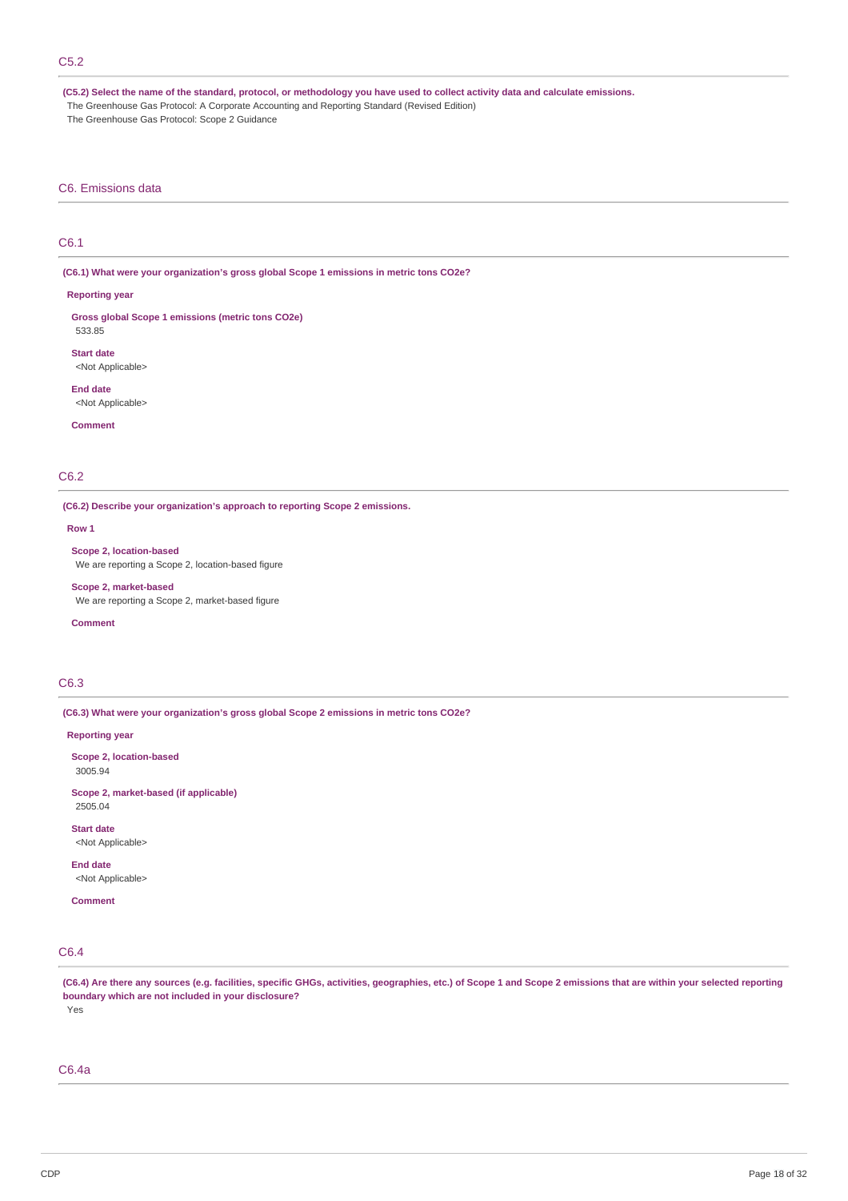## C5.2

**(C5.2) Select the name of the standard, protocol, or methodology you have used to collect activity data and calculate emissions.**

The Greenhouse Gas Protocol: A Corporate Accounting and Reporting Standard (Revised Edition)

The Greenhouse Gas Protocol: Scope 2 Guidance

# C6. Emissions data

## C6.1

**(C6.1) What were your organization's gross global Scope 1 emissions in metric tons CO2e?**

**Reporting year**

**Gross global Scope 1 emissions (metric tons CO2e)**

533.85

**Start date**

<Not Applicable>

**End date**

<Not Applicable>

**Comment**

## C6.2

**(C6.2) Describe your organization's approach to reporting Scope 2 emissions.**

**Row 1**

**Scope 2, location-based**

We are reporting a Scope 2, location-based figure

**Scope 2, market-based**

We are reporting a Scope 2, market-based figure

**Comment**

## C6.3

**(C6.3) What were your organization's gross global Scope 2 emissions in metric tons CO2e?**

**Reporting year**

**Scope 2, location-based**

3005.94

**Scope 2, market-based (if applicable)**

2505.04

**Start date**

<Not Applicable>

**End date**

<Not Applicable>

**Comment**

## C6.4

**(C6.4) Are there any sources (e.g. facilities, specific GHGs, activities, geographies, etc.) of Scope 1 and Scope 2 emissions that are within your selected reporting boundary which are not included in your disclosure?**

Yes

## C6.4a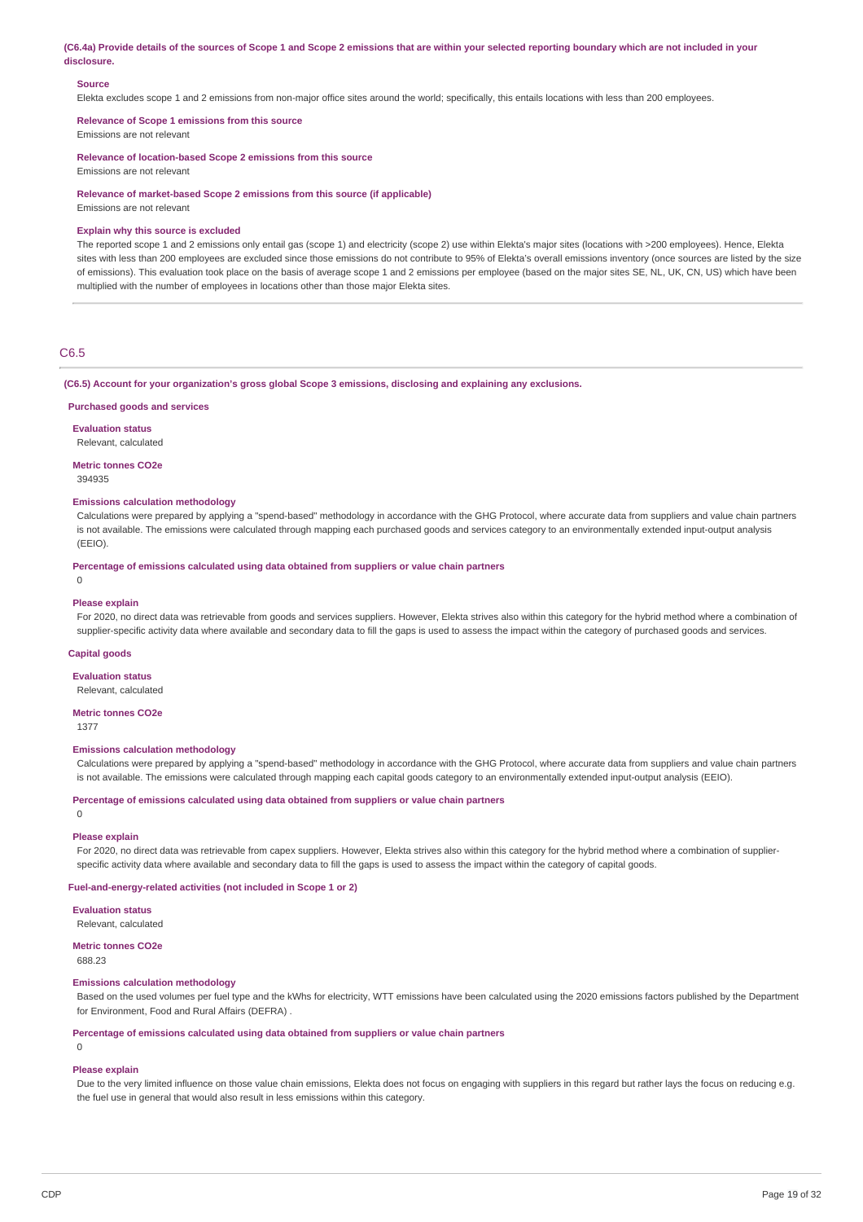**(C6.4a) Provide details of the sources of Scope 1 and Scope 2 emissions that are within your selected reporting boundary which are not included in your disclosure.**

**Source**

Elekta excludes scope 1 and 2 emissions from non-major office sites around the world; specifically, this entails locations with less than 200 employees.

**Relevance of Scope 1 emissions from this source**

Emissions are not relevant

**Relevance of location-based Scope 2 emissions from this source**

Emissions are not relevant

**Relevance of market-based Scope 2 emissions from this source (if applicable)**

Emissions are not relevant

**Explain why this source is excluded**

The reported scope 1 and 2 emissions only entail gas (scope 1) and electricity (scope 2) use within Elekta's major sites (locations with >200 employees). Hence, Elekta sites with less than 200 employees are excluded since those emissions do not contribute to 95% of Elekta's overall emissions inventory (once sources are listed by the size of emissions). This evaluation took place on the basis of average scope 1 and 2 emissions per employee (based on the major sites SE, NL, UK, CN, US) which have been multiplied with the number of employees in locations other than those major Elekta sites.

## C6.5

**(C6.5) Account for your organization's gross global Scope 3 emissions, disclosing and explaining any exclusions.**

**Purchased goods and services**

**Evaluation status**

Relevant, calculated

**Metric tonnes CO2e**

394935

**Emissions calculation methodology**

Calculations were prepared by applying a "spend-based" methodology in accordance with the GHG Protocol, where accurate data from suppliers and value chain partners is not available. The emissions were calculated through mapping each purchased goods and services category to an environmentally extended input-output analysis (EEIO).

**Percentage of emissions calculated using data obtained from suppliers or value chain partners**

0

**Please explain**

For 2020, no direct data was retrievable from goods and services suppliers. However, Elekta strives also within this category for the hybrid method where a combination of supplier-specific activity data where available and secondary data to fill the gaps is used to assess the impact within the category of purchased goods and services.

**Capital goods**

**Evaluation status**

Relevant, calculated

**Metric tonnes CO2e**

1377

**Emissions calculation methodology**

Calculations were prepared by applying a "spend-based" methodology in accordance with the GHG Protocol, where accurate data from suppliers and value chain partners is not available. The emissions were calculated through mapping each capital goods category to an environmentally extended input-output analysis (EEIO).

**Percentage of emissions calculated using data obtained from suppliers or value chain partners**

0

**Please explain**

For 2020, no direct data was retrievable from capex suppliers. However, Elekta strives also within this category for the hybrid method where a combination of supplier-specific activity data where available and secondary data to fill the gaps is used to assess the impact within the category of capital goods.

**Fuel-and-energy-related activities (not included in Scope 1 or 2)**

**Evaluation status**

Relevant, calculated

**Metric tonnes CO2e**

688.23

**Emissions calculation methodology**

Based on the used volumes per fuel type and the kWhs for electricity, WTT emissions have been calculated using the 2020 emissions factors published by the Department for Environment, Food and Rural Affairs (DEFRA) .

**Percentage of emissions calculated using data obtained from suppliers or value chain partners**

0

**Please explain**

Due to the very limited influence on those value chain emissions, Elekta does not focus on engaging with suppliers in this regard but rather lays the focus on reducing e.g. the fuel use in general that would also result in less emissions within this category.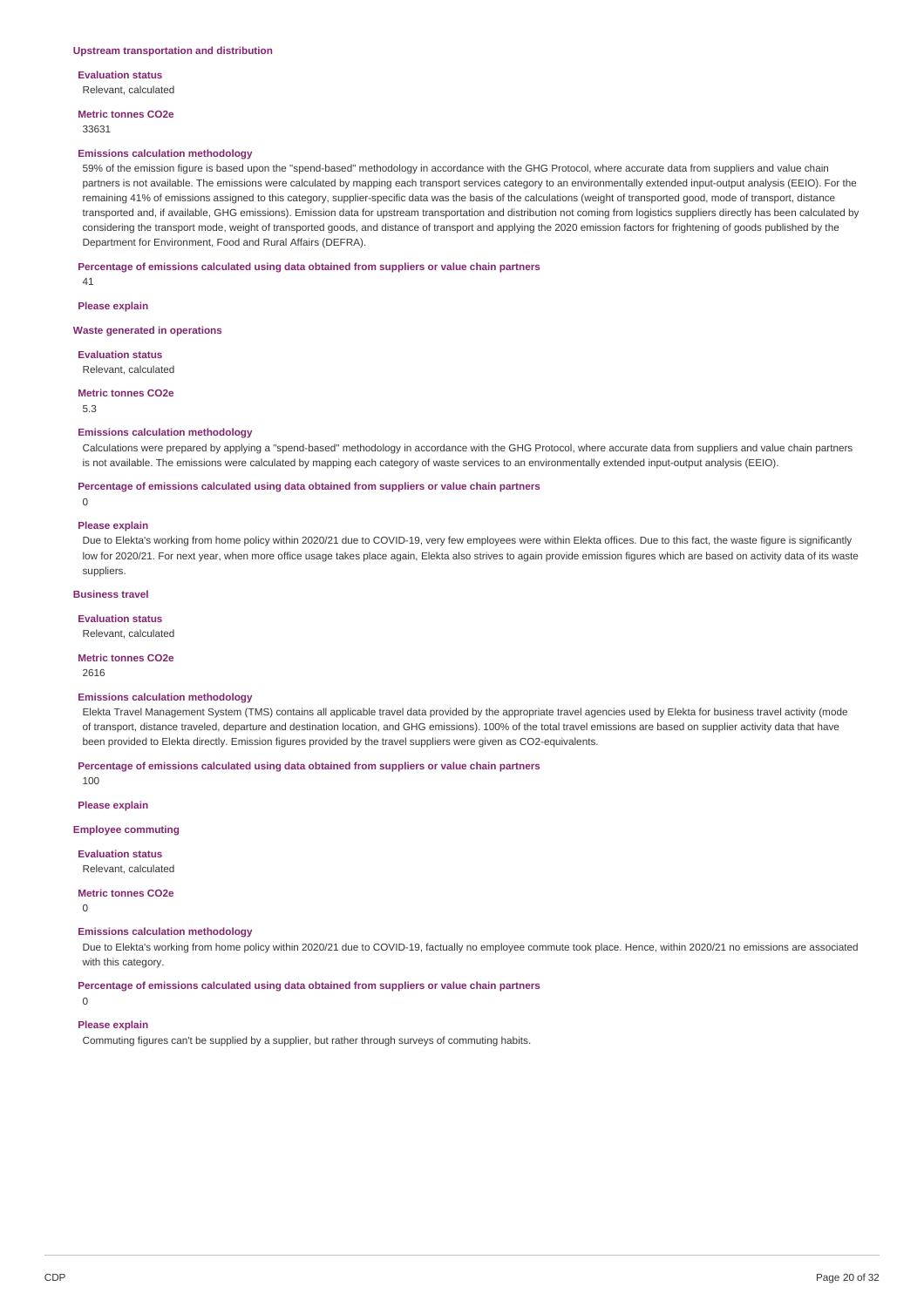### Upstream transportation and distribution

**Evaluation status**

Relevant, calculated

**Metric tonnes CO2e**

33631

**Emissions calculation methodology**

59% of the emission figure is based upon the "spend-based" methodology in accordance with the GHG Protocol, where accurate data from suppliers and value chain partners is not available. The emissions were calculated by mapping each transport services category to an environmentally extended input-output analysis (EEIO). For the remaining 41% of emissions assigned to this category, supplier-specific data was the basis of the calculations (weight of transported good, mode of transport, distance transported and, if available, GHG emissions). Emission data for upstream transportation and distribution not coming from logistics suppliers directly has been calculated by considering the transport mode, weight of transported goods, and distance of transport and applying the 2020 emission factors for frightening of goods published by the Department for Environment, Food and Rural Affairs (DEFRA).

**Percentage of emissions calculated using data obtained from suppliers or value chain partners**

41

**Please explain**

### Waste generated in operations

**Evaluation status**

Relevant, calculated

**Metric tonnes CO2e**

5.3

**Emissions calculation methodology**

Calculations were prepared by applying a "spend-based" methodology in accordance with the GHG Protocol, where accurate data from suppliers and value chain partners is not available. The emissions were calculated by mapping each category of waste services to an environmentally extended input-output analysis (EEIO).

**Percentage of emissions calculated using data obtained from suppliers or value chain partners**

0

**Please explain**

Due to Elekta's working from home policy within 2020/21 due to COVID-19, very few employees were within Elekta offices. Due to this fact, the waste figure is significantly low for 2020/21. For next year, when more office usage takes place again, Elekta also strives to again provide emission figures which are based on activity data of its waste suppliers.

### Business travel

**Evaluation status**

Relevant, calculated

**Metric tonnes CO2e**

2616

**Emissions calculation methodology**

Elekta Travel Management System (TMS) contains all applicable travel data provided by the appropriate travel agencies used by Elekta for business travel activity (mode of transport, distance traveled, departure and destination location, and GHG emissions). 100% of the total travel emissions are based on supplier activity data that have been provided to Elekta directly. Emission figures provided by the travel suppliers were given as CO2-equivalents.

**Percentage of emissions calculated using data obtained from suppliers or value chain partners**

100

**Please explain**

### Employee commuting

**Evaluation status**

Relevant, calculated

**Metric tonnes CO2e**

0

**Emissions calculation methodology**

Due to Elekta's working from home policy within 2020/21 due to COVID-19, factually no employee commute took place. Hence, within 2020/21 no emissions are associated with this category.

**Percentage of emissions calculated using data obtained from suppliers or value chain partners**

0

**Please explain**

Commuting figures can't be supplied by a supplier, but rather through surveys of commuting habits.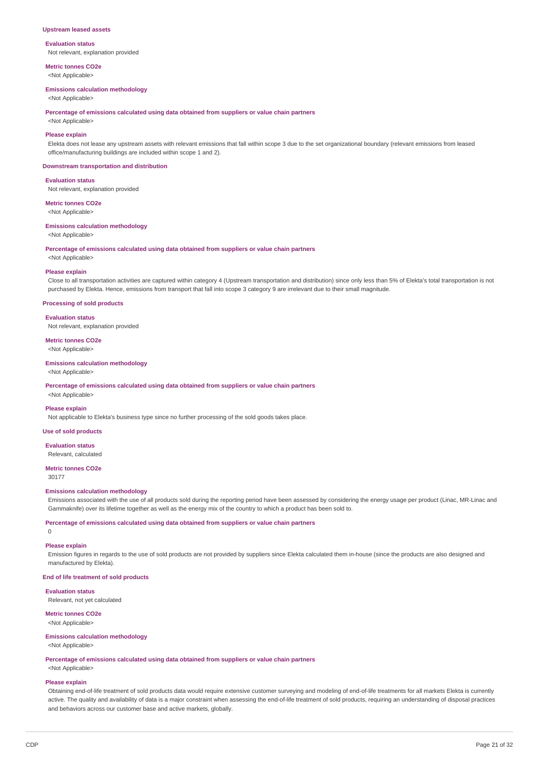### Upstream leased assets

**Evaluation status**
Not relevant, explanation provided

**Metric tonnes CO2e**
<Not Applicable>

**Emissions calculation methodology**
<Not Applicable>

**Percentage of emissions calculated using data obtained from suppliers or value chain partners**
<Not Applicable>

**Please explain**
Elekta does not lease any upstream assets with relevant emissions that fall within scope 3 due to the set organizational boundary (relevant emissions from leased office/manufacturing buildings are included within scope 1 and 2).

### Downstream transportation and distribution

**Evaluation status**
Not relevant, explanation provided

**Metric tonnes CO2e**
<Not Applicable>

**Emissions calculation methodology**
<Not Applicable>

**Percentage of emissions calculated using data obtained from suppliers or value chain partners**
<Not Applicable>

**Please explain**
Close to all transportation activities are captured within category 4 (Upstream transportation and distribution) since only less than 5% of Elekta's total transportation is not purchased by Elekta. Hence, emissions from transport that fall into scope 3 category 9 are irrelevant due to their small magnitude.

### Processing of sold products

**Evaluation status**
Not relevant, explanation provided

**Metric tonnes CO2e**
<Not Applicable>

**Emissions calculation methodology**
<Not Applicable>

**Percentage of emissions calculated using data obtained from suppliers or value chain partners**
<Not Applicable>

**Please explain**
Not applicable to Elekta's business type since no further processing of the sold goods takes place.

### Use of sold products

**Evaluation status**
Relevant, calculated

**Metric tonnes CO2e**
30177

**Emissions calculation methodology**
Emissions associated with the use of all products sold during the reporting period have been assessed by considering the energy usage per product (Linac, MR-Linac and Gammaknife) over its lifetime together as well as the energy mix of the country to which a product has been sold to.

**Percentage of emissions calculated using data obtained from suppliers or value chain partners**
0

**Please explain**
Emission figures in regards to the use of sold products are not provided by suppliers since Elekta calculated them in-house (since the products are also designed and manufactured by Elekta).

### End of life treatment of sold products

**Evaluation status**
Relevant, not yet calculated

**Metric tonnes CO2e**
<Not Applicable>

**Emissions calculation methodology**
<Not Applicable>

**Percentage of emissions calculated using data obtained from suppliers or value chain partners**
<Not Applicable>

**Please explain**
Obtaining end-of-life treatment of sold products data would require extensive customer surveying and modeling of end-of-life treatments for all markets Elekta is currently active. The quality and availability of data is a major constraint when assessing the end-of-life treatment of sold products, requiring an understanding of disposal practices and behaviors across our customer base and active markets, globally.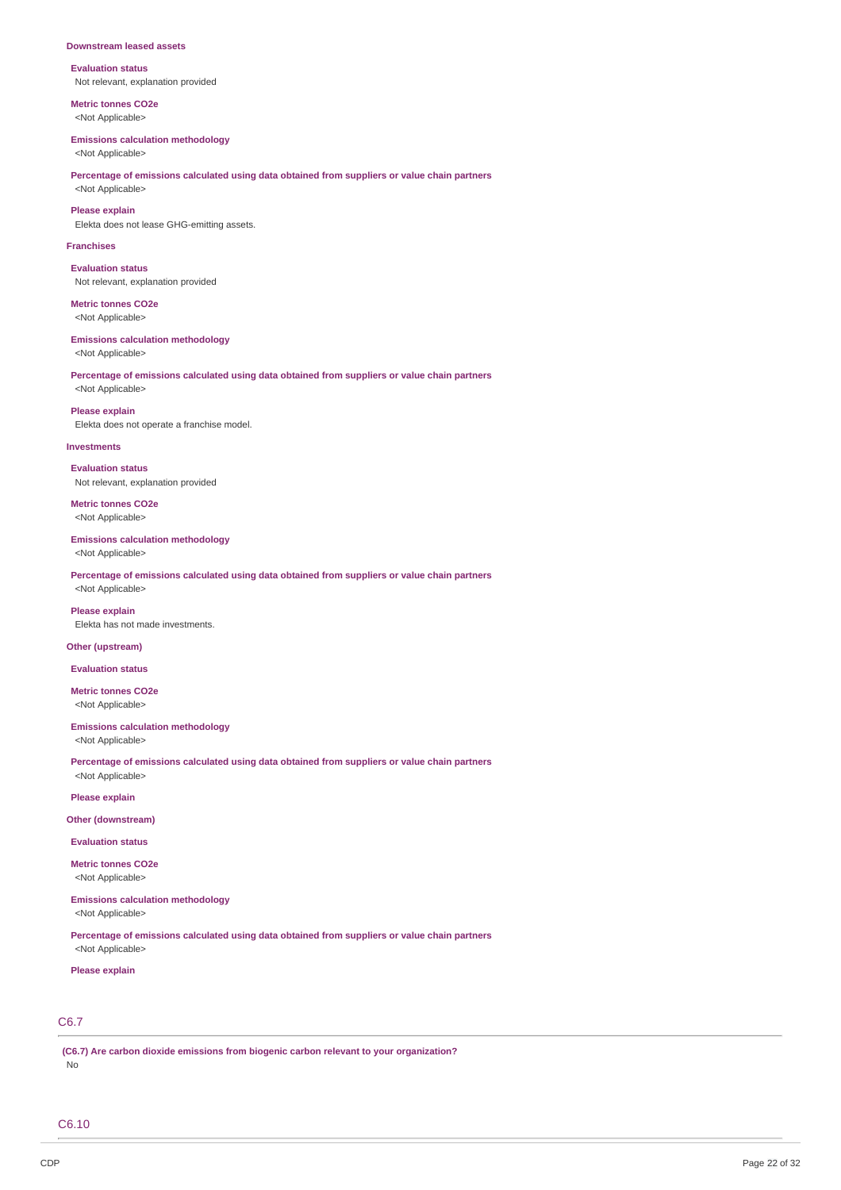### Downstream leased assets

**Evaluation status**
Not relevant, explanation provided

**Metric tonnes CO2e**
<Not Applicable>

**Emissions calculation methodology**
<Not Applicable>

**Percentage of emissions calculated using data obtained from suppliers or value chain partners**
<Not Applicable>

**Please explain**
Elekta does not lease GHG-emitting assets.

### Franchises

**Evaluation status**
Not relevant, explanation provided

**Metric tonnes CO2e**
<Not Applicable>

**Emissions calculation methodology**
<Not Applicable>

**Percentage of emissions calculated using data obtained from suppliers or value chain partners**
<Not Applicable>

**Please explain**
Elekta does not operate a franchise model.

### Investments

**Evaluation status**
Not relevant, explanation provided

**Metric tonnes CO2e**
<Not Applicable>

**Emissions calculation methodology**
<Not Applicable>

**Percentage of emissions calculated using data obtained from suppliers or value chain partners**
<Not Applicable>

**Please explain**
Elekta has not made investments.

### Other (upstream)

**Evaluation status**

**Metric tonnes CO2e**
<Not Applicable>

**Emissions calculation methodology**
<Not Applicable>

**Percentage of emissions calculated using data obtained from suppliers or value chain partners**
<Not Applicable>

**Please explain**

### Other (downstream)

**Evaluation status**

**Metric tonnes CO2e**
<Not Applicable>

**Emissions calculation methodology**
<Not Applicable>

**Percentage of emissions calculated using data obtained from suppliers or value chain partners**
<Not Applicable>

**Please explain**

## C6.7

**(C6.7) Are carbon dioxide emissions from biogenic carbon relevant to your organization?**
No

## C6.10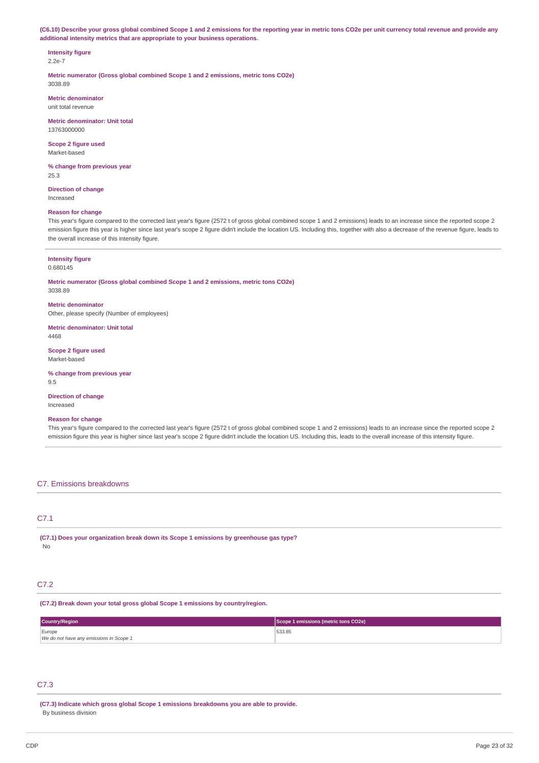**(C6.10) Describe your gross global combined Scope 1 and 2 emissions for the reporting year in metric tons CO2e per unit currency total revenue and provide any additional intensity metrics that are appropriate to your business operations.**

**Intensity figure**
2.2e-7

**Metric numerator (Gross global combined Scope 1 and 2 emissions, metric tons CO2e)**
3038.89

**Metric denominator**
unit total revenue

**Metric denominator: Unit total**
13763000000

**Scope 2 figure used**
Market-based

**% change from previous year**
25.3

**Direction of change**
Increased

**Reason for change**
This year's figure compared to the corrected last year's figure (2572 t of gross global combined scope 1 and 2 emissions) leads to an increase since the reported scope 2 emission figure this year is higher since last year's scope 2 figure didn't include the location US. Including this, together with also a decrease of the revenue figure, leads to the overall increase of this intensity figure.

---

**Intensity figure**
0.680145

**Metric numerator (Gross global combined Scope 1 and 2 emissions, metric tons CO2e)**
3038.89

**Metric denominator**
Other, please specify (Number of employees)

**Metric denominator: Unit total**
4468

**Scope 2 figure used**
Market-based

**% change from previous year**
9.5

**Direction of change**
Increased

**Reason for change**
This year's figure compared to the corrected last year's figure (2572 t of gross global combined scope 1 and 2 emissions) leads to an increase since the reported scope 2 emission figure this year is higher since last year's scope 2 figure didn't include the location US. Including this, leads to the overall increase of this intensity figure.

## C7. Emissions breakdowns

### C7.1

**(C7.1) Does your organization break down its Scope 1 emissions by greenhouse gas type?**
No

### C7.2

**(C7.2) Break down your total gross global Scope 1 emissions by country/region.**

| Country/Region | Scope 1 emissions (metric tons CO2e) |
|---|---|
| Europe<br>*We do not have any emissions in Scope 1* | 533.85 |

### C7.3

**(C7.3) Indicate which gross global Scope 1 emissions breakdowns you are able to provide.**
By business division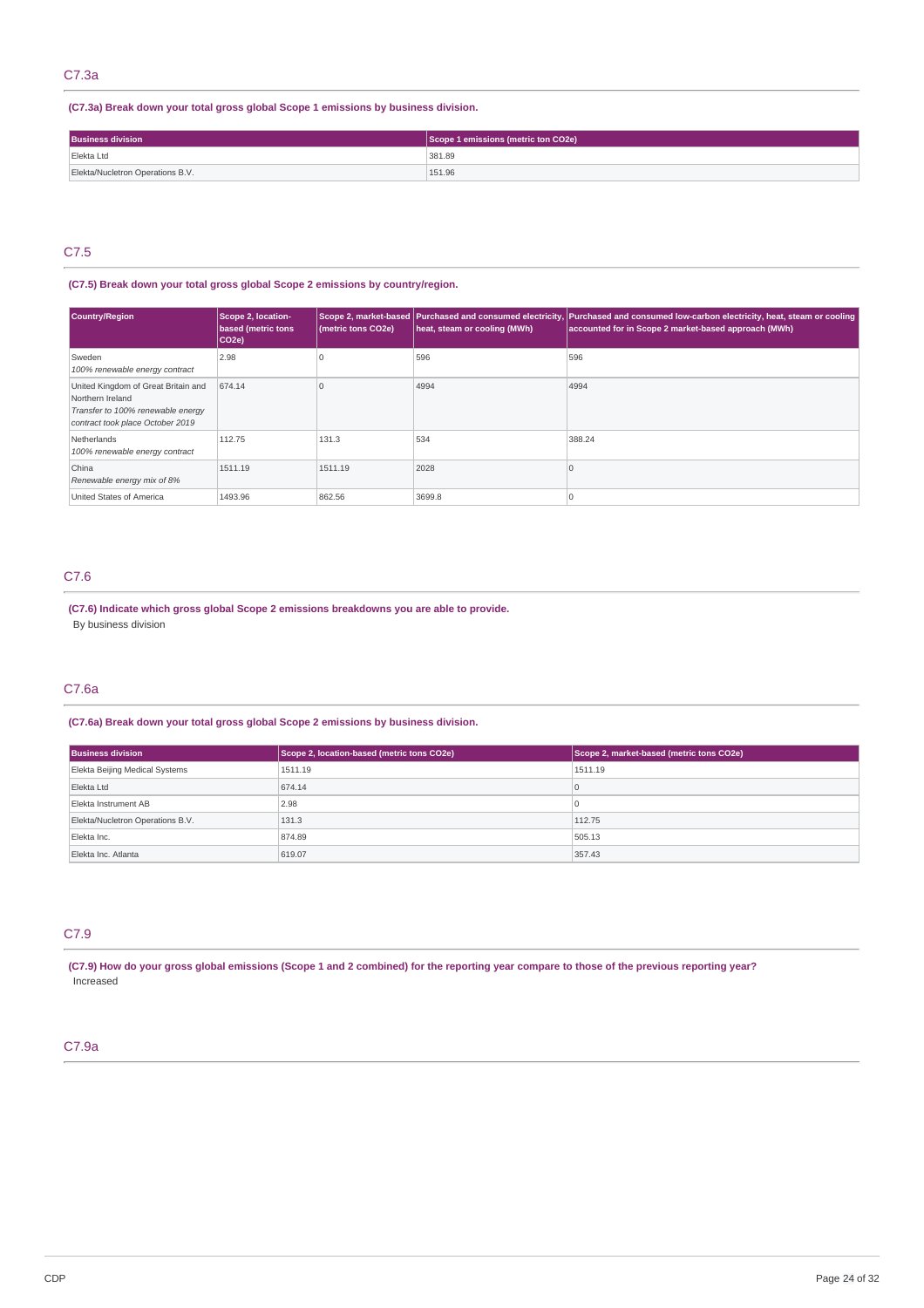## C7.3a

**(C7.3a) Break down your total gross global Scope 1 emissions by business division.**

| Business division | Scope 1 emissions (metric ton CO2e) |
|---|---|
| Elekta Ltd | 381.89 |
| Elekta/Nucletron Operations B.V. | 151.96 |

## C7.5

**(C7.5) Break down your total gross global Scope 2 emissions by country/region.**

| Country/Region | Scope 2, location-based (metric tons CO2e) | Scope 2, market-based (metric tons CO2e) | Purchased and consumed electricity, heat, steam or cooling (MWh) | Purchased and consumed low-carbon electricity, heat, steam or cooling accounted for in Scope 2 market-based approach (MWh) |
|---|---|---|---|---|
| Sweden<br>*100% renewable energy contract* | 2.98 | 0 | 596 | 596 |
| United Kingdom of Great Britain and Northern Ireland<br>*Transfer to 100% renewable energy contract took place October 2019* | 674.14 | 0 | 4994 | 4994 |
| Netherlands<br>*100% renewable energy contract* | 112.75 | 131.3 | 534 | 388.24 |
| China<br>*Renewable energy mix of 8%* | 1511.19 | 1511.19 | 2028 | 0 |
| United States of America | 1493.96 | 862.56 | 3699.8 | 0 |

## C7.6

**(C7.6) Indicate which gross global Scope 2 emissions breakdowns you are able to provide.**

By business division

## C7.6a

**(C7.6a) Break down your total gross global Scope 2 emissions by business division.**

| Business division | Scope 2, location-based (metric tons CO2e) | Scope 2, market-based (metric tons CO2e) |
|---|---|---|
| Elekta Beijing Medical Systems | 1511.19 | 1511.19 |
| Elekta Ltd | 674.14 | 0 |
| Elekta Instrument AB | 2.98 | 0 |
| Elekta/Nucletron Operations B.V. | 131.3 | 112.75 |
| Elekta Inc. | 874.89 | 505.13 |
| Elekta Inc. Atlanta | 619.07 | 357.43 |

## C7.9

**(C7.9) How do your gross global emissions (Scope 1 and 2 combined) for the reporting year compare to those of the previous reporting year?**

Increased

## C7.9a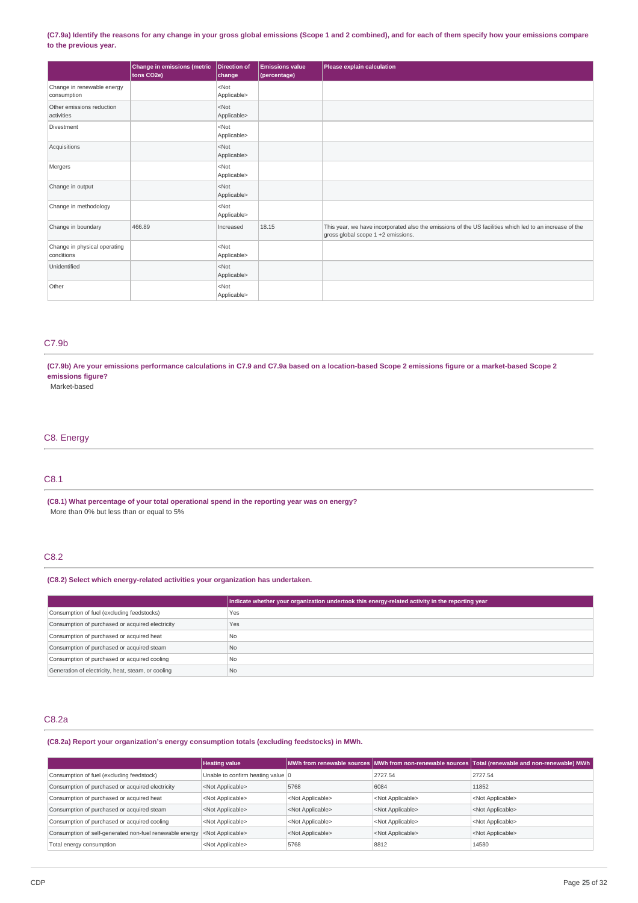**(C7.9a) Identify the reasons for any change in your gross global emissions (Scope 1 and 2 combined), and for each of them specify how your emissions compare to the previous year.**

| | Change in emissions (metric tons CO2e) | Direction of change | Emissions value (percentage) | Please explain calculation |
|---|---|---|---|---|
| Change in renewable energy consumption | | <Not Applicable> | | |
| Other emissions reduction activities | | <Not Applicable> | | |
| Divestment | | <Not Applicable> | | |
| Acquisitions | | <Not Applicable> | | |
| Mergers | | <Not Applicable> | | |
| Change in output | | <Not Applicable> | | |
| Change in methodology | | <Not Applicable> | | |
| Change in boundary | 466.89 | Increased | 18.15 | This year, we have incorporated also the emissions of the US facilities which led to an increase of the gross global scope 1 +2 emissions. |
| Change in physical operating conditions | | <Not Applicable> | | |
| Unidentified | | <Not Applicable> | | |
| Other | | <Not Applicable> | | |

## C7.9b

**(C7.9b) Are your emissions performance calculations in C7.9 and C7.9a based on a location-based Scope 2 emissions figure or a market-based Scope 2 emissions figure?**

Market-based

# C8. Energy

## C8.1

**(C8.1) What percentage of your total operational spend in the reporting year was on energy?**

More than 0% but less than or equal to 5%

## C8.2

**(C8.2) Select which energy-related activities your organization has undertaken.**

| | Indicate whether your organization undertook this energy-related activity in the reporting year |
|---|---|
| Consumption of fuel (excluding feedstocks) | Yes |
| Consumption of purchased or acquired electricity | Yes |
| Consumption of purchased or acquired heat | No |
| Consumption of purchased or acquired steam | No |
| Consumption of purchased or acquired cooling | No |
| Generation of electricity, heat, steam, or cooling | No |

## C8.2a

**(C8.2a) Report your organization's energy consumption totals (excluding feedstocks) in MWh.**

| | Heating value | MWh from renewable sources | MWh from non-renewable sources | Total (renewable and non-renewable) MWh |
|---|---|---|---|---|
| Consumption of fuel (excluding feedstock) | Unable to confirm heating value | 0 | 2727.54 | 2727.54 |
| Consumption of purchased or acquired electricity | <Not Applicable> | 5768 | 6084 | 11852 |
| Consumption of purchased or acquired heat | <Not Applicable> | <Not Applicable> | <Not Applicable> | <Not Applicable> |
| Consumption of purchased or acquired steam | <Not Applicable> | <Not Applicable> | <Not Applicable> | <Not Applicable> |
| Consumption of purchased or acquired cooling | <Not Applicable> | <Not Applicable> | <Not Applicable> | <Not Applicable> |
| Consumption of self-generated non-fuel renewable energy | <Not Applicable> | <Not Applicable> | <Not Applicable> | <Not Applicable> |
| Total energy consumption | <Not Applicable> | 5768 | 8812 | 14580 |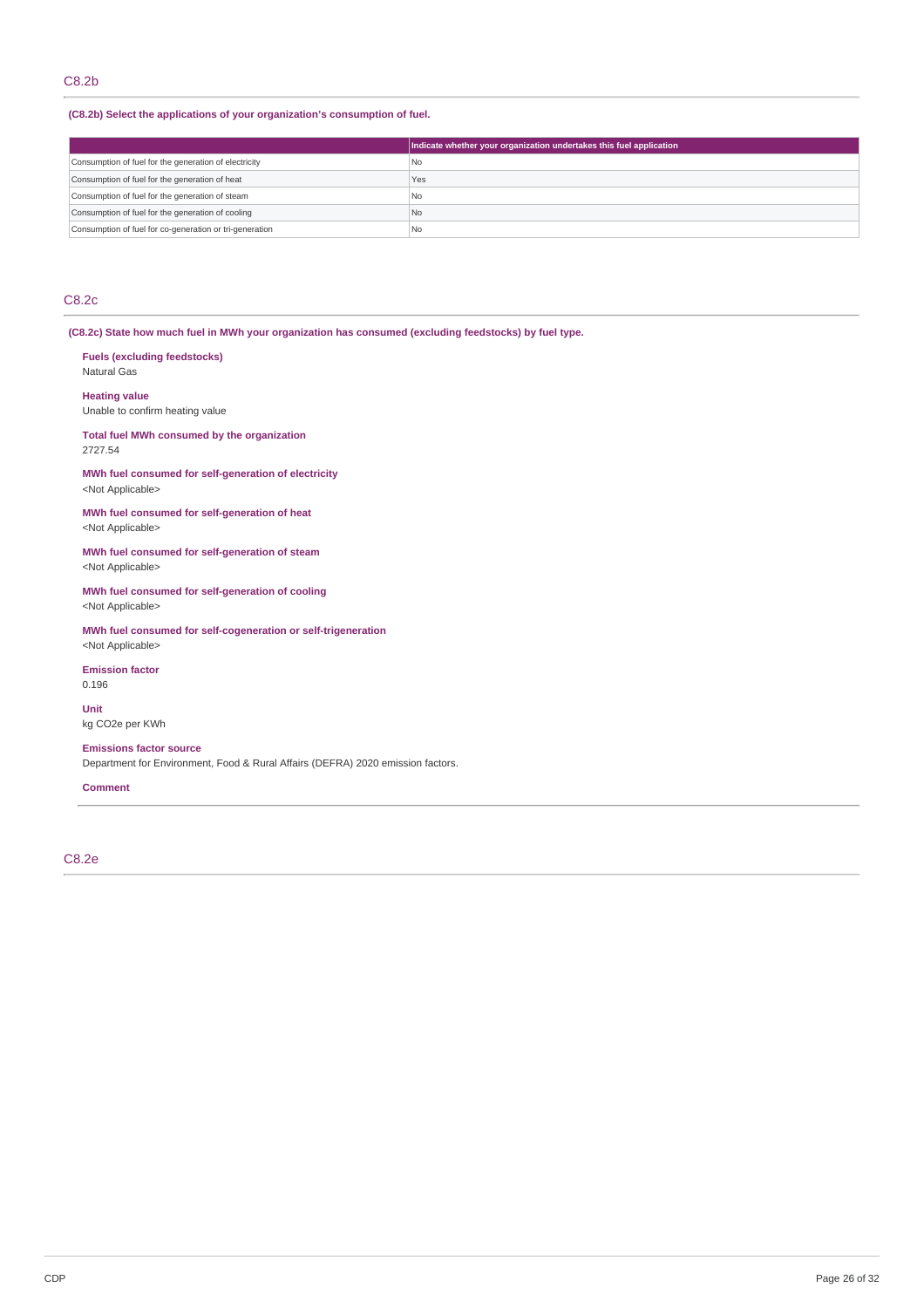## C8.2b

**(C8.2b) Select the applications of your organization's consumption of fuel.**

| | Indicate whether your organization undertakes this fuel application |
|---|---|
| Consumption of fuel for the generation of electricity | No |
| Consumption of fuel for the generation of heat | Yes |
| Consumption of fuel for the generation of steam | No |
| Consumption of fuel for the generation of cooling | No |
| Consumption of fuel for co-generation or tri-generation | No |

## C8.2c

**(C8.2c) State how much fuel in MWh your organization has consumed (excluding feedstocks) by fuel type.**

**Fuels (excluding feedstocks)**
Natural Gas

**Heating value**
Unable to confirm heating value

**Total fuel MWh consumed by the organization**
2727.54

**MWh fuel consumed for self-generation of electricity**
<Not Applicable>

**MWh fuel consumed for self-generation of heat**
<Not Applicable>

**MWh fuel consumed for self-generation of steam**
<Not Applicable>

**MWh fuel consumed for self-generation of cooling**
<Not Applicable>

**MWh fuel consumed for self-cogeneration or self-trigeneration**
<Not Applicable>

**Emission factor**
0.196

**Unit**
kg CO2e per KWh

**Emissions factor source**
Department for Environment, Food & Rural Affairs (DEFRA) 2020 emission factors.

**Comment**

## C8.2e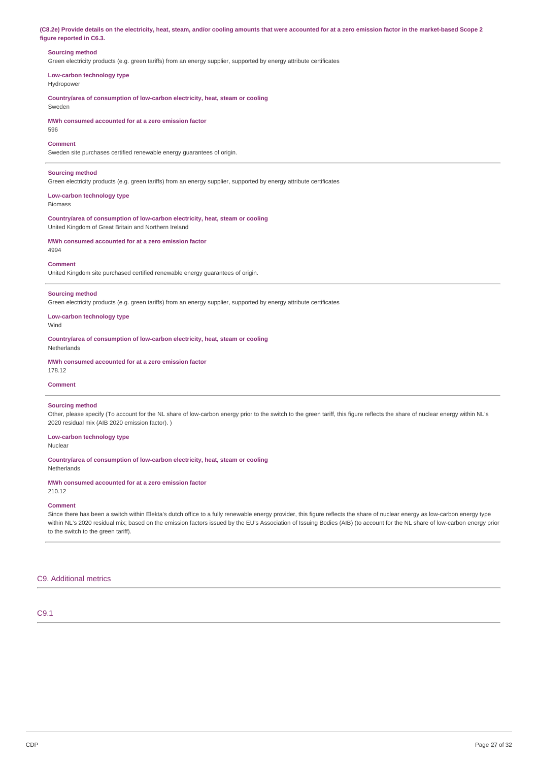**(C8.2e) Provide details on the electricity, heat, steam, and/or cooling amounts that were accounted for at a zero emission factor in the market-based Scope 2 figure reported in C6.3.**

**Sourcing method**
Green electricity products (e.g. green tariffs) from an energy supplier, supported by energy attribute certificates

**Low-carbon technology type**
Hydropower

**Country/area of consumption of low-carbon electricity, heat, steam or cooling**
Sweden

**MWh consumed accounted for at a zero emission factor**
596

**Comment**
Sweden site purchases certified renewable energy guarantees of origin.

---

**Sourcing method**
Green electricity products (e.g. green tariffs) from an energy supplier, supported by energy attribute certificates

**Low-carbon technology type**
Biomass

**Country/area of consumption of low-carbon electricity, heat, steam or cooling**
United Kingdom of Great Britain and Northern Ireland

**MWh consumed accounted for at a zero emission factor**
4994

**Comment**
United Kingdom site purchased certified renewable energy guarantees of origin.

---

**Sourcing method**
Green electricity products (e.g. green tariffs) from an energy supplier, supported by energy attribute certificates

**Low-carbon technology type**
Wind

**Country/area of consumption of low-carbon electricity, heat, steam or cooling**
Netherlands

**MWh consumed accounted for at a zero emission factor**
178.12

**Comment**

---

**Sourcing method**
Other, please specify (To account for the NL share of low-carbon energy prior to the switch to the green tariff, this figure reflects the share of nuclear energy within NL's 2020 residual mix (AIB 2020 emission factor). )

**Low-carbon technology type**
Nuclear

**Country/area of consumption of low-carbon electricity, heat, steam or cooling**
Netherlands

**MWh consumed accounted for at a zero emission factor**
210.12

**Comment**
Since there has been a switch within Elekta's dutch office to a fully renewable energy provider, this figure reflects the share of nuclear energy as low-carbon energy type within NL's 2020 residual mix; based on the emission factors issued by the EU's Association of Issuing Bodies (AIB) (to account for the NL share of low-carbon energy prior to the switch to the green tariff).

---

## C9. Additional metrics

### C9.1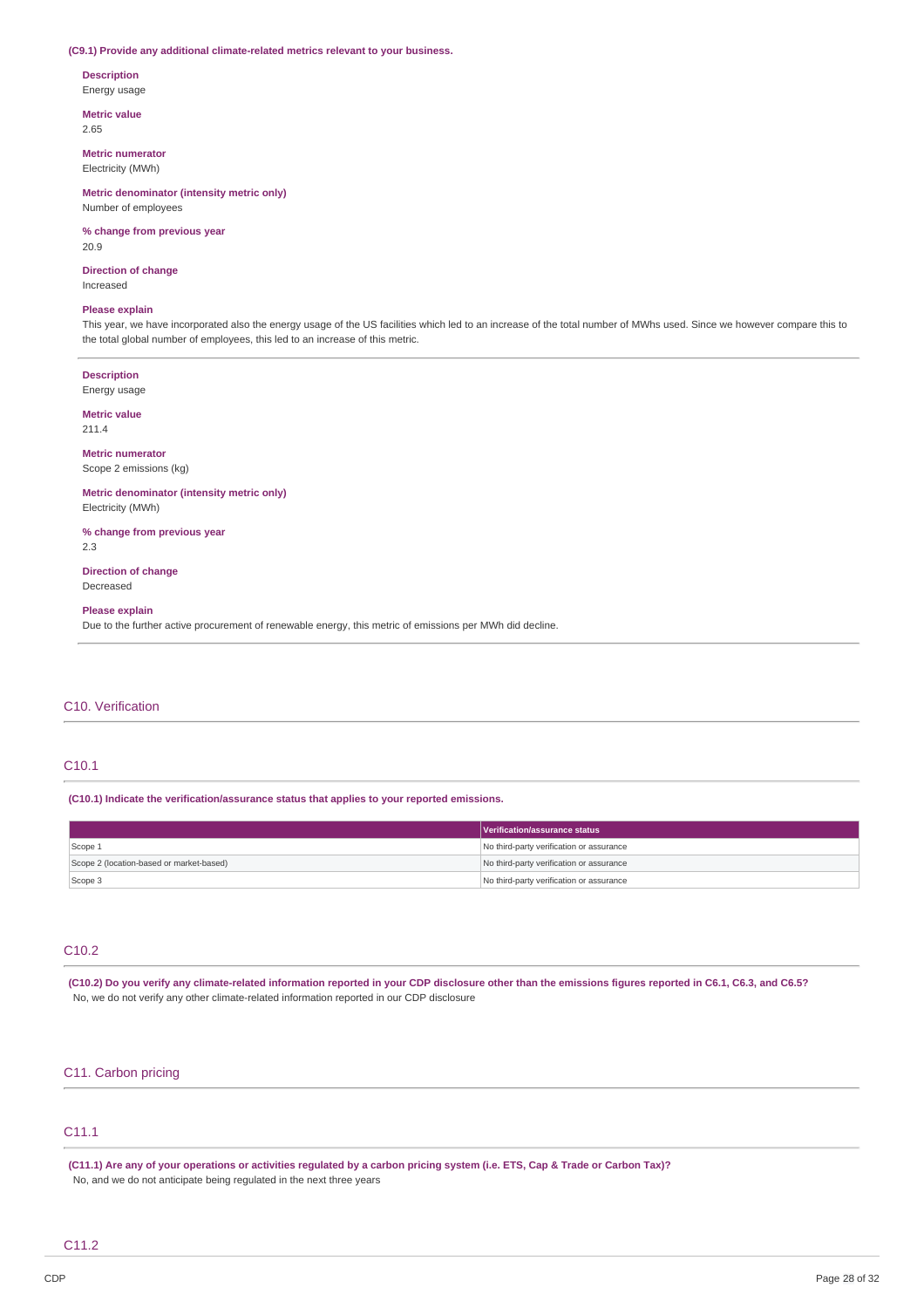**(C9.1) Provide any additional climate-related metrics relevant to your business.**

**Description**
Energy usage

**Metric value**
2.65

**Metric numerator**
Electricity (MWh)

**Metric denominator (intensity metric only)**
Number of employees

**% change from previous year**
20.9

**Direction of change**
Increased

**Please explain**
This year, we have incorporated also the energy usage of the US facilities which led to an increase of the total number of MWhs used. Since we however compare this to the total global number of employees, this led to an increase of this metric.

---

**Description**
Energy usage

**Metric value**
211.4

**Metric numerator**
Scope 2 emissions (kg)

**Metric denominator (intensity metric only)**
Electricity (MWh)

**% change from previous year**
2.3

**Direction of change**
Decreased

**Please explain**
Due to the further active procurement of renewable energy, this metric of emissions per MWh did decline.

---

## C10. Verification

### C10.1

**(C10.1) Indicate the verification/assurance status that applies to your reported emissions.**

| | Verification/assurance status |
|---|---|
| Scope 1 | No third-party verification or assurance |
| Scope 2 (location-based or market-based) | No third-party verification or assurance |
| Scope 3 | No third-party verification or assurance |

### C10.2

**(C10.2) Do you verify any climate-related information reported in your CDP disclosure other than the emissions figures reported in C6.1, C6.3, and C6.5?**
No, we do not verify any other climate-related information reported in our CDP disclosure

## C11. Carbon pricing

### C11.1

**(C11.1) Are any of your operations or activities regulated by a carbon pricing system (i.e. ETS, Cap & Trade or Carbon Tax)?**
No, and we do not anticipate being regulated in the next three years

### C11.2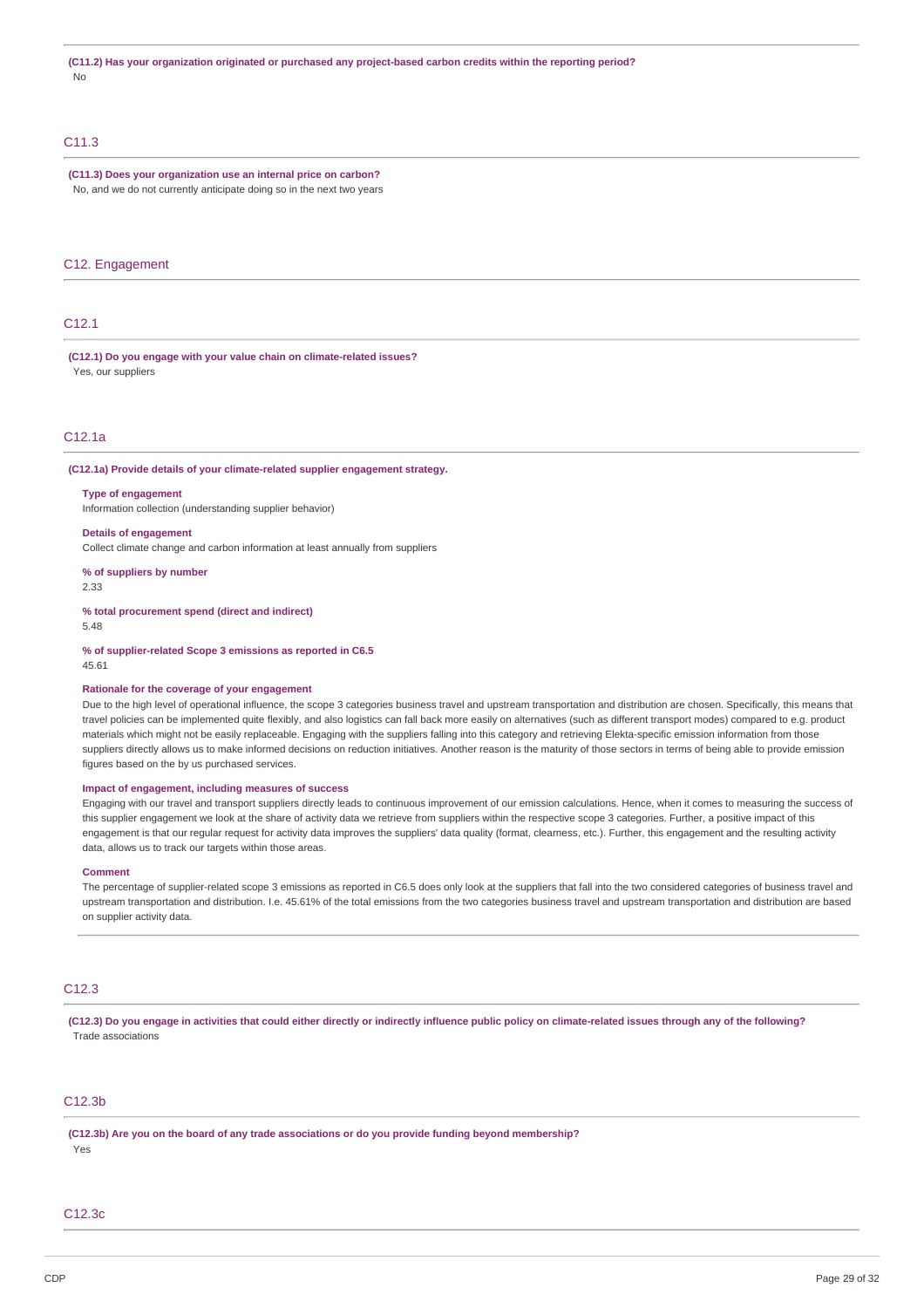**(C11.2) Has your organization originated or purchased any project-based carbon credits within the reporting period?**

No

## C11.3

**(C11.3) Does your organization use an internal price on carbon?**

No, and we do not currently anticipate doing so in the next two years

# C12. Engagement

## C12.1

**(C12.1) Do you engage with your value chain on climate-related issues?**

Yes, our suppliers

## C12.1a

**(C12.1a) Provide details of your climate-related supplier engagement strategy.**

**Type of engagement**

Information collection (understanding supplier behavior)

**Details of engagement**

Collect climate change and carbon information at least annually from suppliers

**% of suppliers by number**

2.33

**% total procurement spend (direct and indirect)**

5.48

**% of supplier-related Scope 3 emissions as reported in C6.5**

45.61

**Rationale for the coverage of your engagement**

Due to the high level of operational influence, the scope 3 categories business travel and upstream transportation and distribution are chosen. Specifically, this means that travel policies can be implemented quite flexibly, and also logistics can fall back more easily on alternatives (such as different transport modes) compared to e.g. product materials which might not be easily replaceable. Engaging with the suppliers falling into this category and retrieving Elekta-specific emission information from those suppliers directly allows us to make informed decisions on reduction initiatives. Another reason is the maturity of those sectors in terms of being able to provide emission figures based on the by us purchased services.

**Impact of engagement, including measures of success**

Engaging with our travel and transport suppliers directly leads to continuous improvement of our emission calculations. Hence, when it comes to measuring the success of this supplier engagement we look at the share of activity data we retrieve from suppliers within the respective scope 3 categories. Further, a positive impact of this engagement is that our regular request for activity data improves the suppliers' data quality (format, clearness, etc.). Further, this engagement and the resulting activity data, allows us to track our targets within those areas.

**Comment**

The percentage of supplier-related scope 3 emissions as reported in C6.5 does only look at the suppliers that fall into the two considered categories of business travel and upstream transportation and distribution. I.e. 45.61% of the total emissions from the two categories business travel and upstream transportation and distribution are based on supplier activity data.

## C12.3

**(C12.3) Do you engage in activities that could either directly or indirectly influence public policy on climate-related issues through any of the following?**

Trade associations

## C12.3b

**(C12.3b) Are you on the board of any trade associations or do you provide funding beyond membership?**

Yes

## C12.3c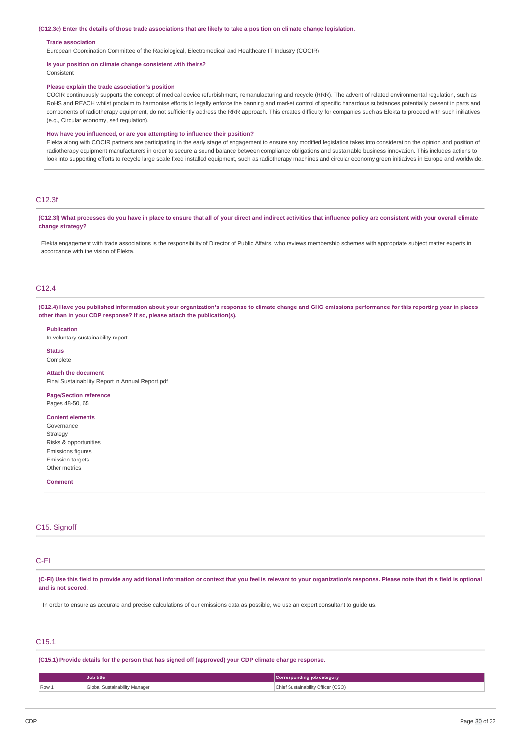**(C12.3c) Enter the details of those trade associations that are likely to take a position on climate change legislation.**

**Trade association**
European Coordination Committee of the Radiological, Electromedical and Healthcare IT Industry (COCIR)

**Is your position on climate change consistent with theirs?**
Consistent

**Please explain the trade association's position**
COCIR continuously supports the concept of medical device refurbishment, remanufacturing and recycle (RRR). The advent of related environmental regulation, such as RoHS and REACH whilst proclaim to harmonise efforts to legally enforce the banning and market control of specific hazardous substances potentially present in parts and components of radiotherapy equipment, do not sufficiently address the RRR approach. This creates difficulty for companies such as Elekta to proceed with such initiatives (e.g., Circular economy, self regulation).

**How have you influenced, or are you attempting to influence their position?**
Elekta along with COCIR partners are participating in the early stage of engagement to ensure any modified legislation takes into consideration the opinion and position of radiotherapy equipment manufacturers in order to secure a sound balance between compliance obligations and sustainable business innovation. This includes actions to look into supporting efforts to recycle large scale fixed installed equipment, such as radiotherapy machines and circular economy green initiatives in Europe and worldwide.

## C12.3f

**(C12.3f) What processes do you have in place to ensure that all of your direct and indirect activities that influence policy are consistent with your overall climate change strategy?**

Elekta engagement with trade associations is the responsibility of Director of Public Affairs, who reviews membership schemes with appropriate subject matter experts in accordance with the vision of Elekta.

## C12.4

**(C12.4) Have you published information about your organization's response to climate change and GHG emissions performance for this reporting year in places other than in your CDP response? If so, please attach the publication(s).**

**Publication**
In voluntary sustainability report

**Status**
Complete

**Attach the document**
Final Sustainability Report in Annual Report.pdf

**Page/Section reference**
Pages 48-50, 65

**Content elements**
Governance
Strategy
Risks & opportunities
Emissions figures
Emission targets
Other metrics

**Comment**

## C15. Signoff

## C-FI

**(C-FI) Use this field to provide any additional information or context that you feel is relevant to your organization's response. Please note that this field is optional and is not scored.**

In order to ensure as accurate and precise calculations of our emissions data as possible, we use an expert consultant to guide us.

## C15.1

**(C15.1) Provide details for the person that has signed off (approved) your CDP climate change response.**

| | Job title | Corresponding job category |
|---|---|---|
| Row 1 | Global Sustainability Manager | Chief Sustainability Officer (CSO) |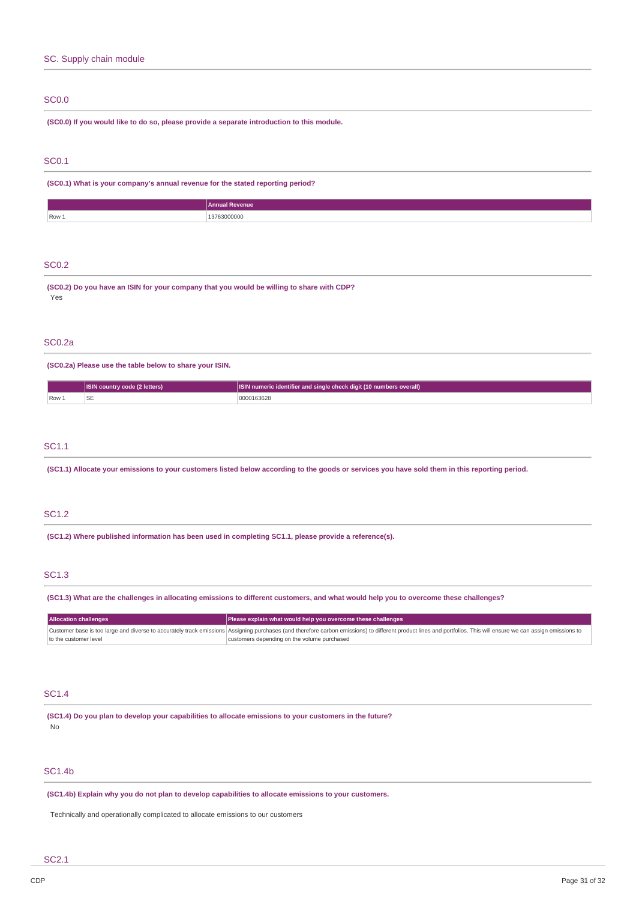## SC. Supply chain module

### SC0.0

**(SC0.0) If you would like to do so, please provide a separate introduction to this module.**

### SC0.1

**(SC0.1) What is your company's annual revenue for the stated reporting period?**

| | Annual Revenue |
|---|---|
| Row 1 | 13763000000 |

### SC0.2

**(SC0.2) Do you have an ISIN for your company that you would be willing to share with CDP?**

Yes

### SC0.2a

**(SC0.2a) Please use the table below to share your ISIN.**

| | ISIN country code (2 letters) | ISIN numeric identifier and single check digit (10 numbers overall) |
|---|---|---|
| Row 1 | SE | 0000163628 |

### SC1.1

**(SC1.1) Allocate your emissions to your customers listed below according to the goods or services you have sold them in this reporting period.**

### SC1.2

**(SC1.2) Where published information has been used in completing SC1.1, please provide a reference(s).**

### SC1.3

**(SC1.3) What are the challenges in allocating emissions to different customers, and what would help you to overcome these challenges?**

| Allocation challenges | Please explain what would help you overcome these challenges |
|---|---|
| Customer base is too large and diverse to accurately track emissions to the customer level | Assigning purchases (and therefore carbon emissions) to different product lines and portfolios. This will ensure we can assign emissions to customers depending on the volume purchased |

### SC1.4

**(SC1.4) Do you plan to develop your capabilities to allocate emissions to your customers in the future?**

No

### SC1.4b

**(SC1.4b) Explain why you do not plan to develop capabilities to allocate emissions to your customers.**

Technically and operationally complicated to allocate emissions to our customers

### SC2.1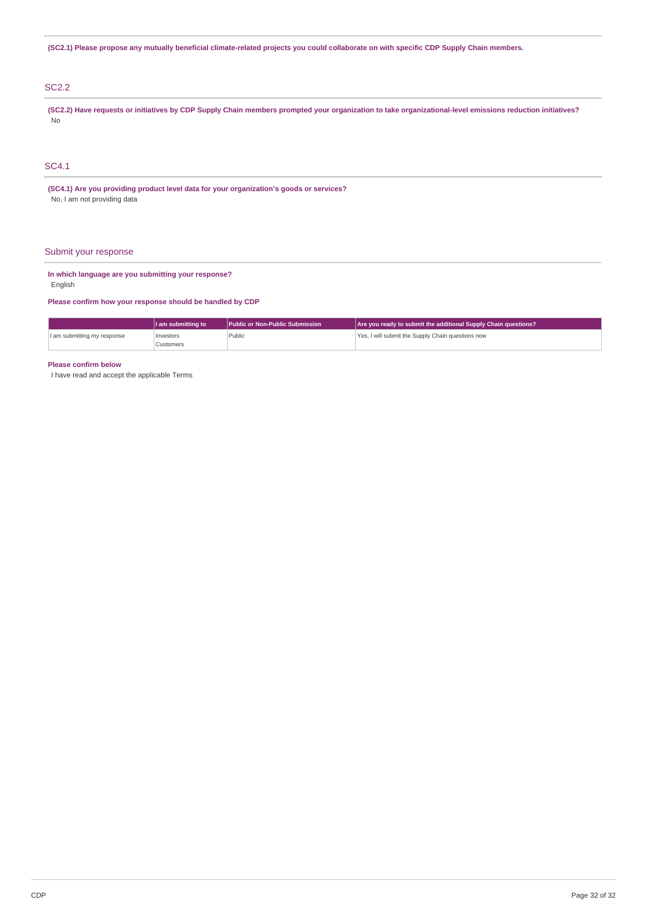**(SC2.1) Please propose any mutually beneficial climate-related projects you could collaborate on with specific CDP Supply Chain members.**

## SC2.2

**(SC2.2) Have requests or initiatives by CDP Supply Chain members prompted your organization to take organizational-level emissions reduction initiatives?**

No

## SC4.1

**(SC4.1) Are you providing product level data for your organization's goods or services?**

No, I am not providing data

## Submit your response

**In which language are you submitting your response?**

English

**Please confirm how your response should be handled by CDP**

| | I am submitting to | Public or Non-Public Submission | Are you ready to submit the additional Supply Chain questions? |
|---|---|---|---|
| I am submitting my response | Investors<br>Customers | Public | Yes, I will submit the Supply Chain questions now |

**Please confirm below**

I have read and accept the applicable Terms